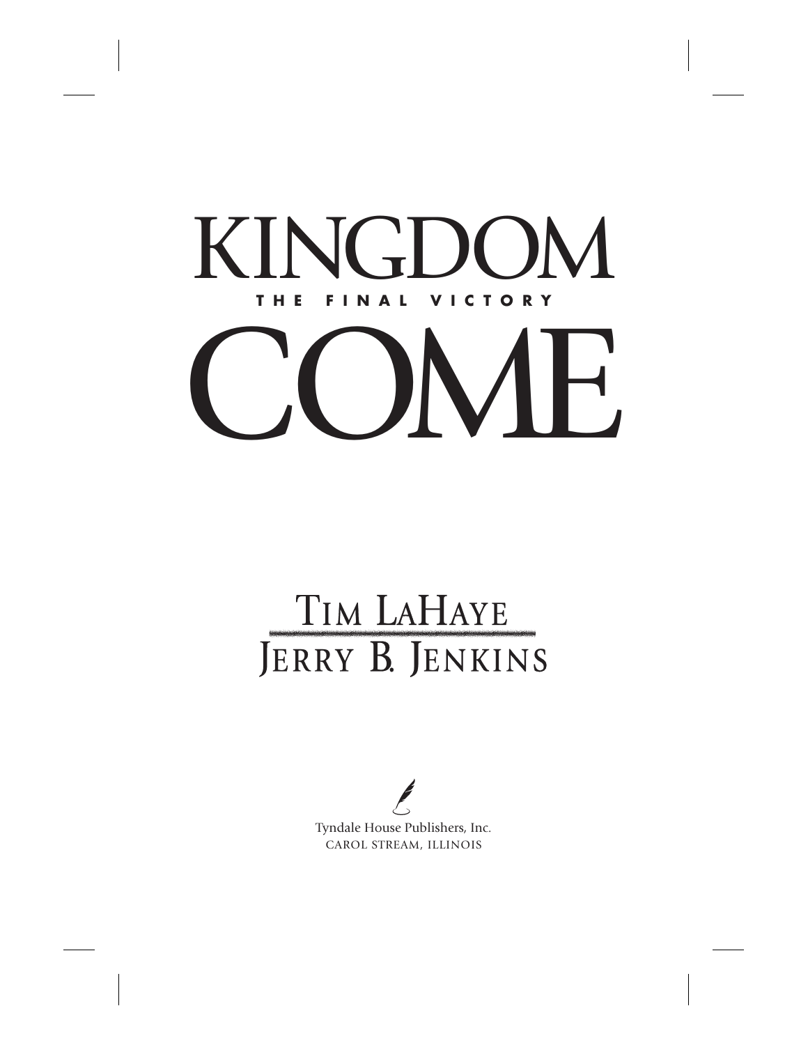# KINGDOM COME

## THE FINAL VICTORY

TIM LAHAYE

JERRY B. JENKINS

Tyndale House Publishers, Inc.
CAROL STREAM, ILLINOIS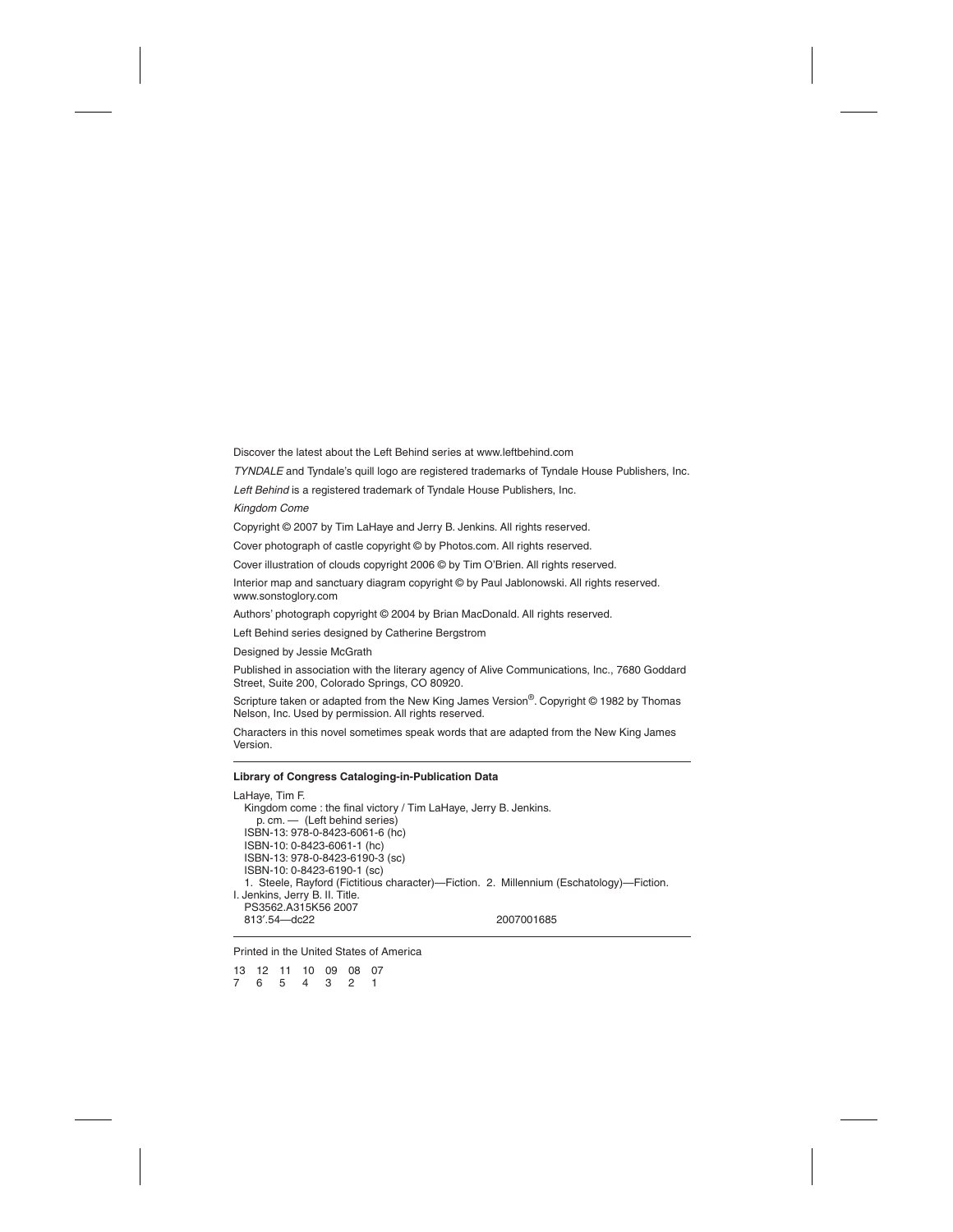Discover the latest about the Left Behind series at www.leftbehind.com

*TYNDALE* and Tyndale's quill logo are registered trademarks of Tyndale House Publishers, Inc.

*Left Behind* is a registered trademark of Tyndale House Publishers, Inc.

*Kingdom Come*

Copyright © 2007 by Tim LaHaye and Jerry B. Jenkins. All rights reserved.

Cover photograph of castle copyright © by Photos.com. All rights reserved.

Cover illustration of clouds copyright 2006 © by Tim O'Brien. All rights reserved.

Interior map and sanctuary diagram copyright © by Paul Jablonowski. All rights reserved. www.sonstoglory.com

Authors' photograph copyright © 2004 by Brian MacDonald. All rights reserved.

Left Behind series designed by Catherine Bergstrom

Designed by Jessie McGrath

Published in association with the literary agency of Alive Communications, Inc., 7680 Goddard Street, Suite 200, Colorado Springs, CO 80920.

Scripture taken or adapted from the New King James Version®. Copyright © 1982 by Thomas Nelson, Inc. Used by permission. All rights reserved.

Characters in this novel sometimes speak words that are adapted from the New King James Version.

---

**Library of Congress Cataloging-in-Publication Data**

LaHaye, Tim F.
  Kingdom come : the final victory / Tim LaHaye, Jerry B. Jenkins.
    p. cm. — (Left behind series)
  ISBN-13: 978-0-8423-6061-6 (hc)
  ISBN-10: 0-8423-6061-1 (hc)
  ISBN-13: 978-0-8423-6190-3 (sc)
  ISBN-10: 0-8423-6190-1 (sc)
  1. Steele, Rayford (Fictitious character)—Fiction. 2. Millennium (Eschatology)—Fiction.
I. Jenkins, Jerry B. II. Title.
  PS3562.A315K56 2007
  813'.54—dc22                                        2007001685

---

Printed in the United States of America

13 12 11 10 09 08 07
7 6 5 4 3 2 1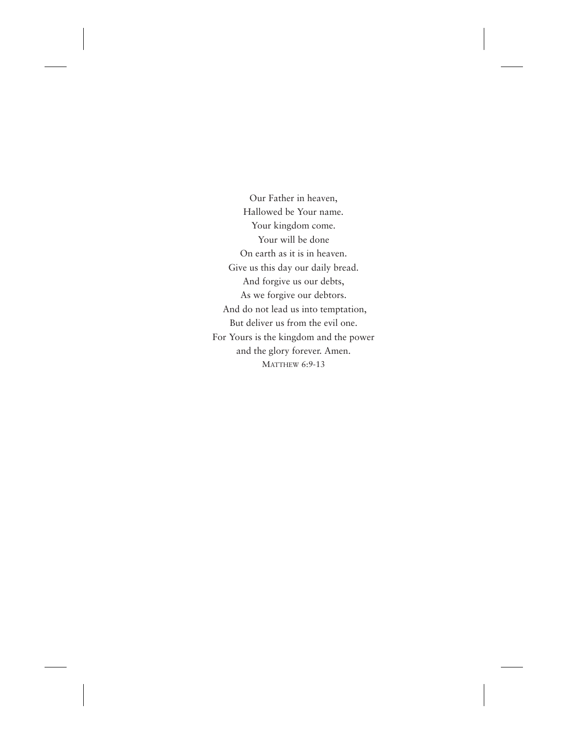Our Father in heaven,  
Hallowed be Your name.  
Your kingdom come.  
Your will be done  
On earth as it is in heaven.  
Give us this day our daily bread.  
And forgive us our debts,  
As we forgive our debtors.  
And do not lead us into temptation,  
But deliver us from the evil one.  
For Yours is the kingdom and the power  
and the glory forever. Amen.  
MATTHEW 6:9-13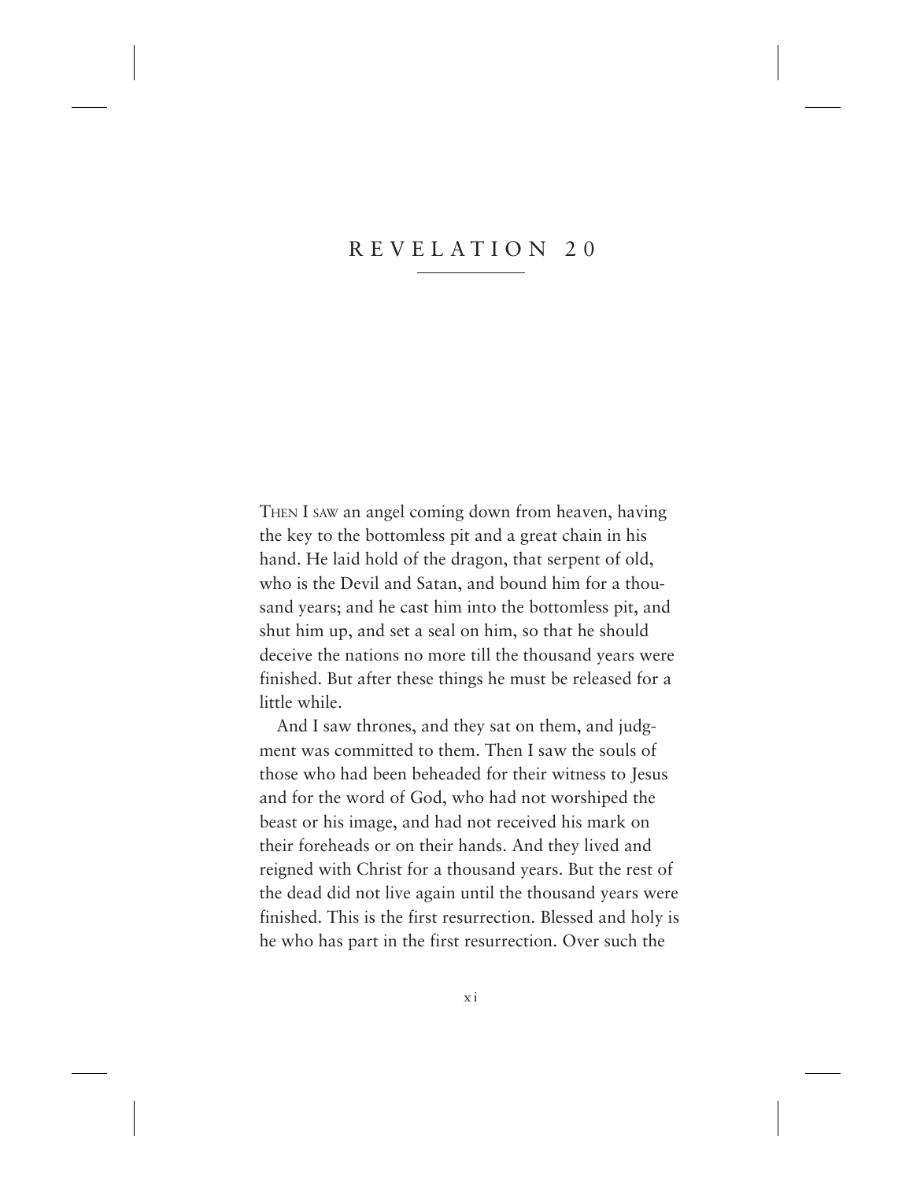# REVELATION 20

THEN I SAW an angel coming down from heaven, having the key to the bottomless pit and a great chain in his hand. He laid hold of the dragon, that serpent of old, who is the Devil and Satan, and bound him for a thousand years; and he cast him into the bottomless pit, and shut him up, and set a seal on him, so that he should deceive the nations no more till the thousand years were finished. But after these things he must be released for a little while.

And I saw thrones, and they sat on them, and judgment was committed to them. Then I saw the souls of those who had been beheaded for their witness to Jesus and for the word of God, who had not worshiped the beast or his image, and had not received his mark on their foreheads or on their hands. And they lived and reigned with Christ for a thousand years. But the rest of the dead did not live again until the thousand years were finished. This is the first resurrection. Blessed and holy is he who has part in the first resurrection. Over such the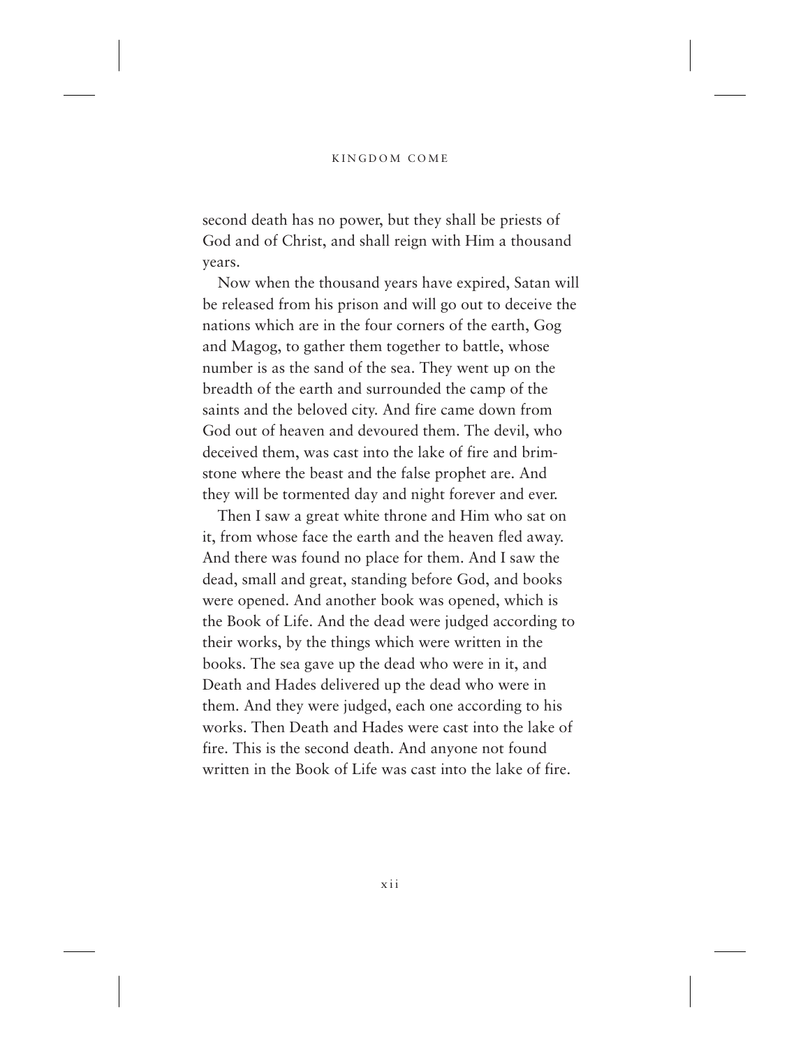second death has no power, but they shall be priests of God and of Christ, and shall reign with Him a thousand years.

Now when the thousand years have expired, Satan will be released from his prison and will go out to deceive the nations which are in the four corners of the earth, Gog and Magog, to gather them together to battle, whose number is as the sand of the sea. They went up on the breadth of the earth and surrounded the camp of the saints and the beloved city. And fire came down from God out of heaven and devoured them. The devil, who deceived them, was cast into the lake of fire and brimstone where the beast and the false prophet are. And they will be tormented day and night forever and ever.

Then I saw a great white throne and Him who sat on it, from whose face the earth and the heaven fled away. And there was found no place for them. And I saw the dead, small and great, standing before God, and books were opened. And another book was opened, which is the Book of Life. And the dead were judged according to their works, by the things which were written in the books. The sea gave up the dead who were in it, and Death and Hades delivered up the dead who were in them. And they were judged, each one according to his works. Then Death and Hades were cast into the lake of fire. This is the second death. And anyone not found written in the Book of Life was cast into the lake of fire.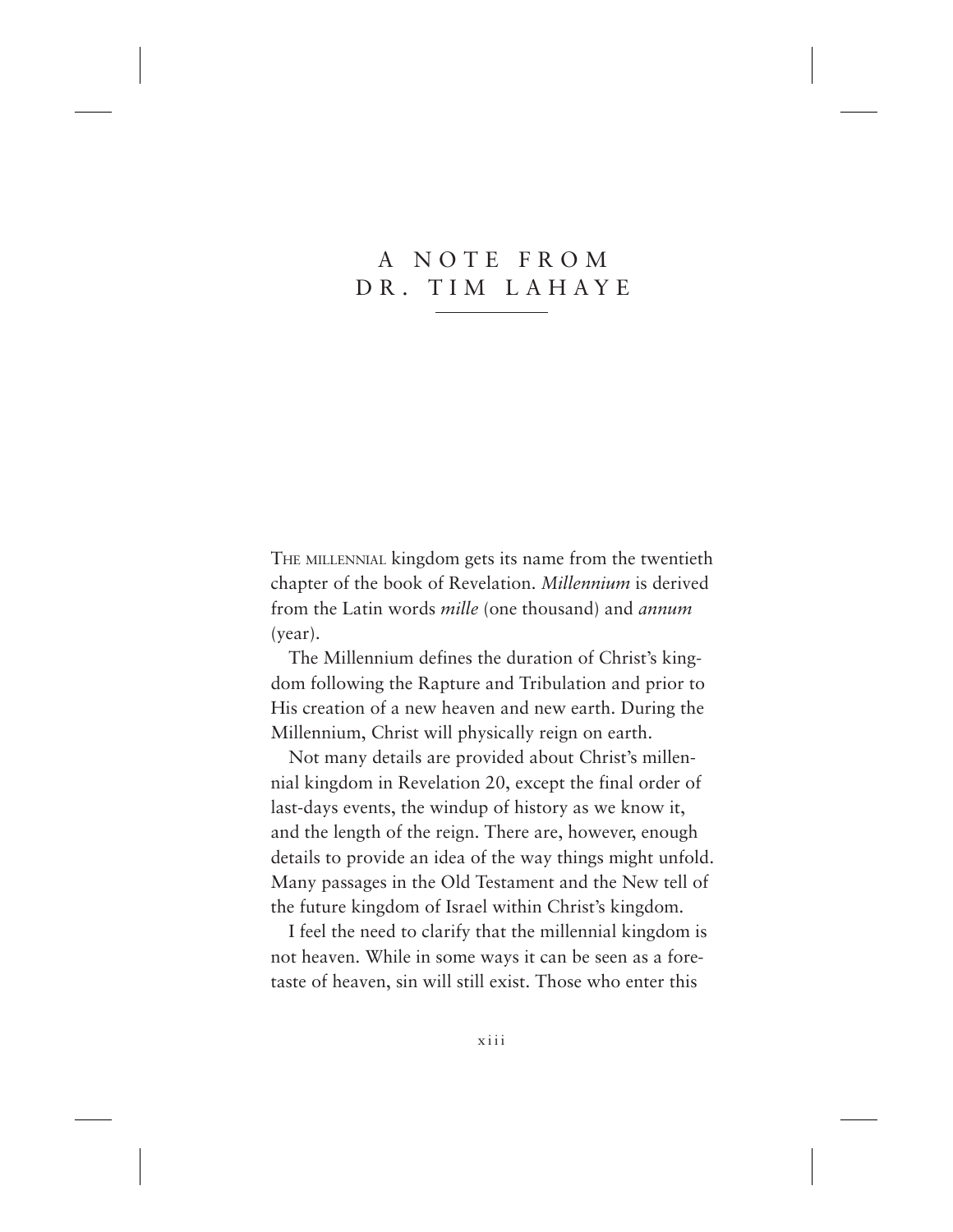# A NOTE FROM DR. TIM LAHAYE

THE MILLENNIAL kingdom gets its name from the twentieth chapter of the book of Revelation. *Millennium* is derived from the Latin words *mille* (one thousand) and *annum* (year).

The Millennium defines the duration of Christ's kingdom following the Rapture and Tribulation and prior to His creation of a new heaven and new earth. During the Millennium, Christ will physically reign on earth.

Not many details are provided about Christ's millennial kingdom in Revelation 20, except the final order of last-days events, the windup of history as we know it, and the length of the reign. There are, however, enough details to provide an idea of the way things might unfold. Many passages in the Old Testament and the New tell of the future kingdom of Israel within Christ's kingdom.

I feel the need to clarify that the millennial kingdom is not heaven. While in some ways it can be seen as a foretaste of heaven, sin will still exist. Those who enter this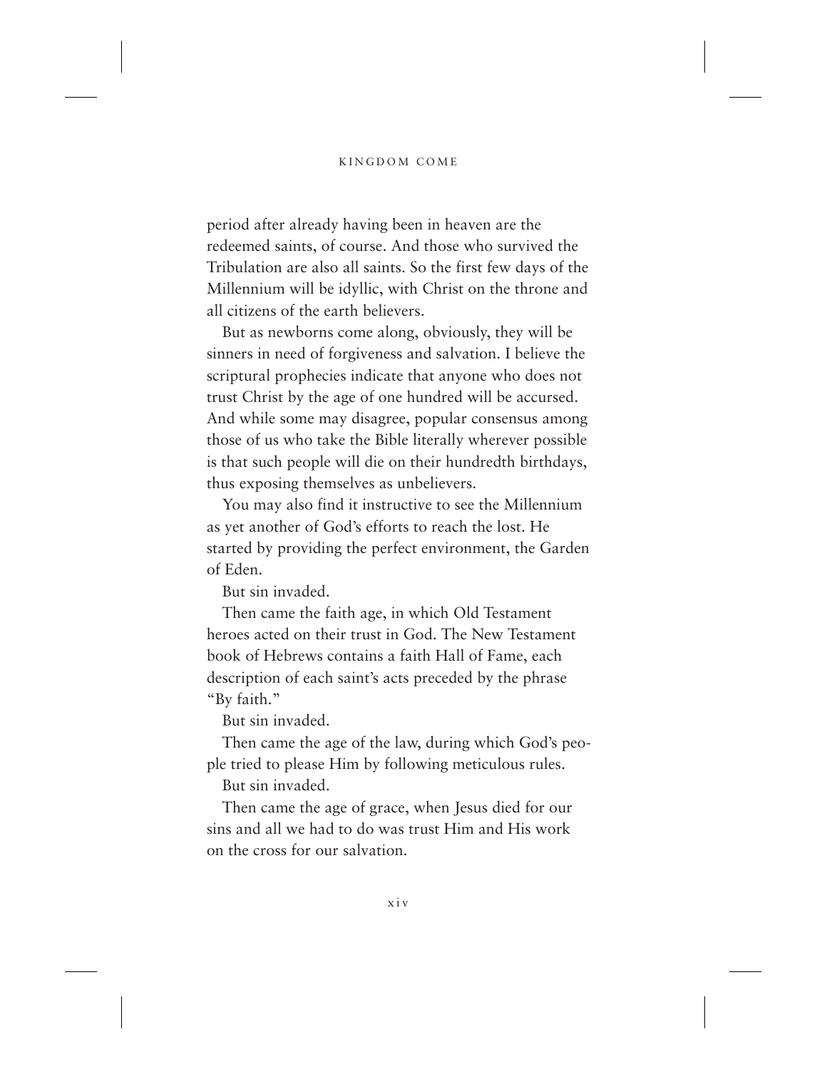period after already having been in heaven are the redeemed saints, of course. And those who survived the Tribulation are also all saints. So the first few days of the Millennium will be idyllic, with Christ on the throne and all citizens of the earth believers.

But as newborns come along, obviously, they will be sinners in need of forgiveness and salvation. I believe the scriptural prophecies indicate that anyone who does not trust Christ by the age of one hundred will be accursed. And while some may disagree, popular consensus among those of us who take the Bible literally wherever possible is that such people will die on their hundredth birthdays, thus exposing themselves as unbelievers.

You may also find it instructive to see the Millennium as yet another of God's efforts to reach the lost. He started by providing the perfect environment, the Garden of Eden.

But sin invaded.

Then came the faith age, in which Old Testament heroes acted on their trust in God. The New Testament book of Hebrews contains a faith Hall of Fame, each description of each saint's acts preceded by the phrase "By faith."

But sin invaded.

Then came the age of the law, during which God's people tried to please Him by following meticulous rules.

But sin invaded.

Then came the age of grace, when Jesus died for our sins and all we had to do was trust Him and His work on the cross for our salvation.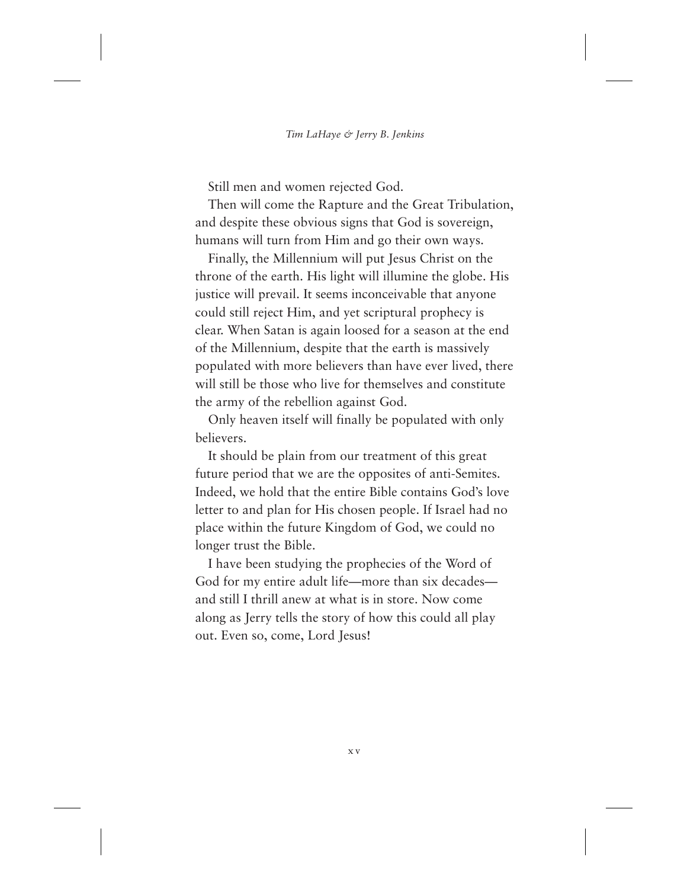Still men and women rejected God.

Then will come the Rapture and the Great Tribulation, and despite these obvious signs that God is sovereign, humans will turn from Him and go their own ways.

Finally, the Millennium will put Jesus Christ on the throne of the earth. His light will illumine the globe. His justice will prevail. It seems inconceivable that anyone could still reject Him, and yet scriptural prophecy is clear. When Satan is again loosed for a season at the end of the Millennium, despite that the earth is massively populated with more believers than have ever lived, there will still be those who live for themselves and constitute the army of the rebellion against God.

Only heaven itself will finally be populated with only believers.

It should be plain from our treatment of this great future period that we are the opposites of anti-Semites. Indeed, we hold that the entire Bible contains God's love letter to and plan for His chosen people. If Israel had no place within the future Kingdom of God, we could no longer trust the Bible.

I have been studying the prophecies of the Word of God for my entire adult life—more than six decades—and still I thrill anew at what is in store. Now come along as Jerry tells the story of how this could all play out. Even so, come, Lord Jesus!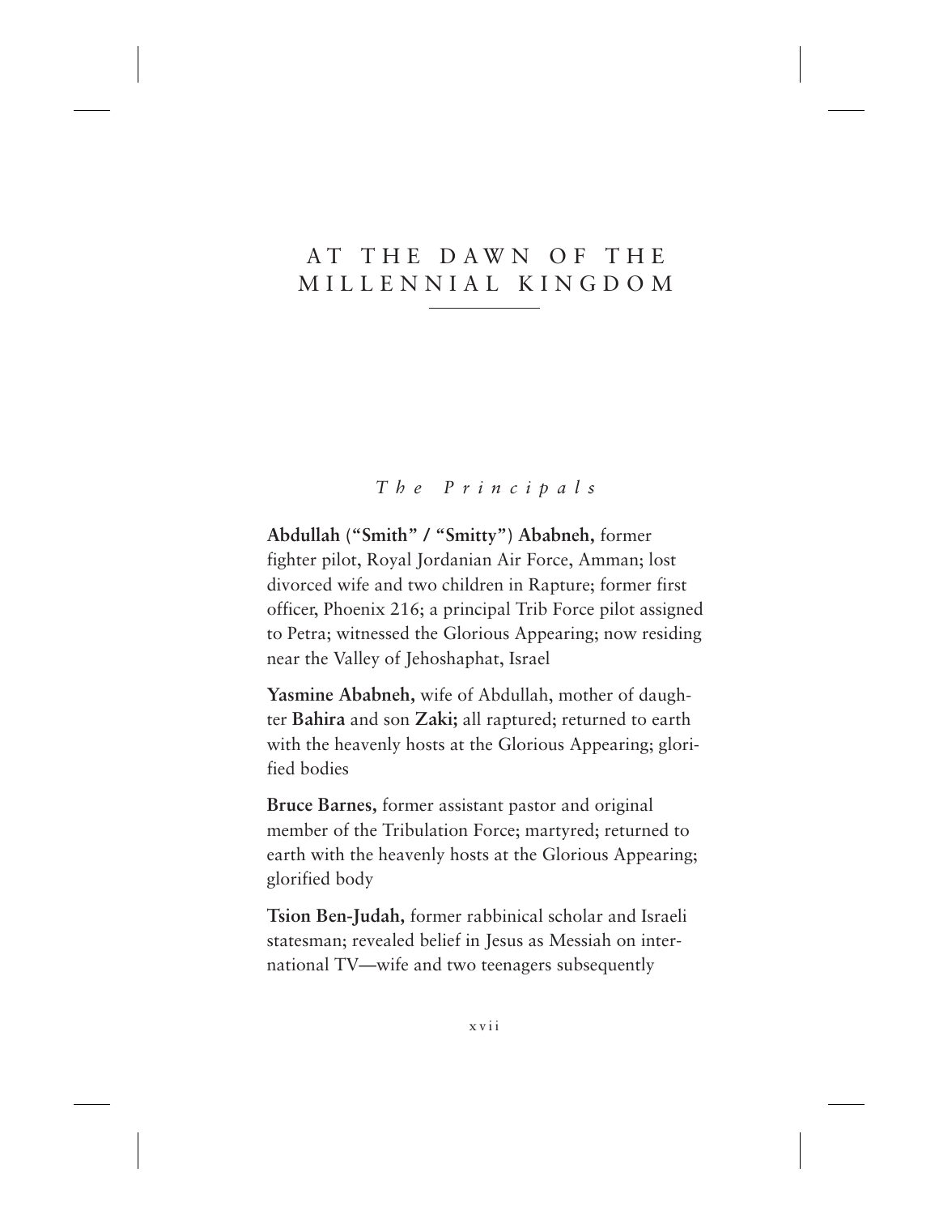# AT THE DAWN OF THE MILLENNIAL KINGDOM

## *The Principals*

**Abdullah ("Smith" / "Smitty") Ababneh,** former fighter pilot, Royal Jordanian Air Force, Amman; lost divorced wife and two children in Rapture; former first officer, Phoenix 216; a principal Trib Force pilot assigned to Petra; witnessed the Glorious Appearing; now residing near the Valley of Jehoshaphat, Israel

**Yasmine Ababneh,** wife of Abdullah, mother of daughter **Bahira** and son **Zaki;** all raptured; returned to earth with the heavenly hosts at the Glorious Appearing; glorified bodies

**Bruce Barnes,** former assistant pastor and original member of the Tribulation Force; martyred; returned to earth with the heavenly hosts at the Glorious Appearing; glorified body

**Tsion Ben-Judah,** former rabbinical scholar and Israeli statesman; revealed belief in Jesus as Messiah on international TV—wife and two teenagers subsequently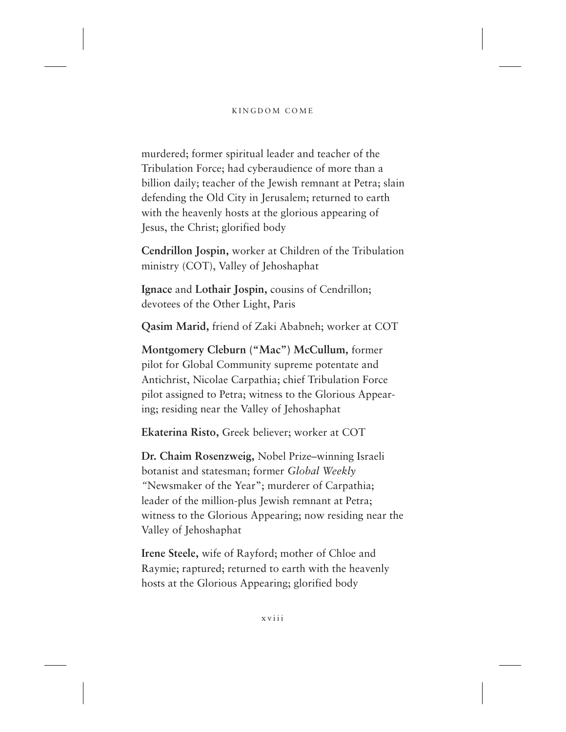murdered; former spiritual leader and teacher of the Tribulation Force; had cyberaudience of more than a billion daily; teacher of the Jewish remnant at Petra; slain defending the Old City in Jerusalem; returned to earth with the heavenly hosts at the glorious appearing of Jesus, the Christ; glorified body

**Cendrillon Jospin,** worker at Children of the Tribulation ministry (COT), Valley of Jehoshaphat

**Ignace** and **Lothair Jospin,** cousins of Cendrillon; devotees of the Other Light, Paris

**Qasim Marid,** friend of Zaki Ababneh; worker at COT

**Montgomery Cleburn ("Mac") McCullum,** former pilot for Global Community supreme potentate and Antichrist, Nicolae Carpathia; chief Tribulation Force pilot assigned to Petra; witness to the Glorious Appearing; residing near the Valley of Jehoshaphat

**Ekaterina Risto,** Greek believer; worker at COT

**Dr. Chaim Rosenzweig,** Nobel Prize–winning Israeli botanist and statesman; former *Global Weekly* "Newsmaker of the Year"; murderer of Carpathia; leader of the million-plus Jewish remnant at Petra; witness to the Glorious Appearing; now residing near the Valley of Jehoshaphat

**Irene Steele,** wife of Rayford; mother of Chloe and Raymie; raptured; returned to earth with the heavenly hosts at the Glorious Appearing; glorified body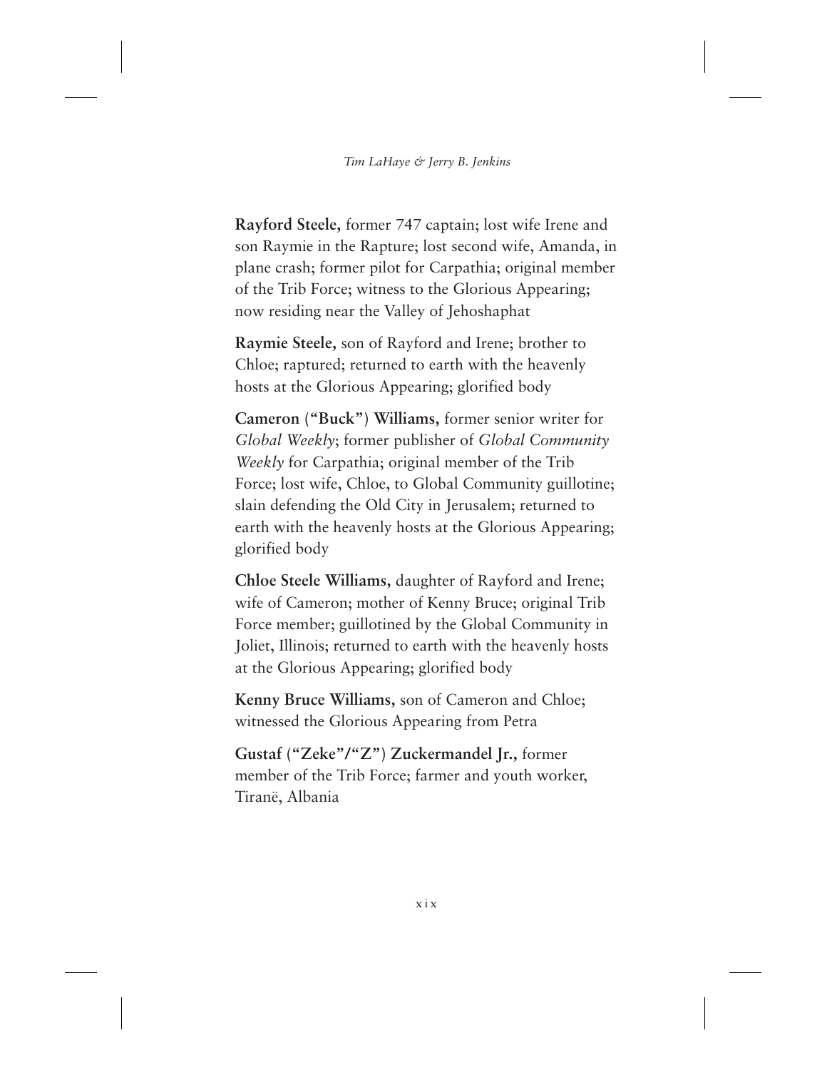**Rayford Steele,** former 747 captain; lost wife Irene and son Raymie in the Rapture; lost second wife, Amanda, in plane crash; former pilot for Carpathia; original member of the Trib Force; witness to the Glorious Appearing; now residing near the Valley of Jehoshaphat

**Raymie Steele,** son of Rayford and Irene; brother to Chloe; raptured; returned to earth with the heavenly hosts at the Glorious Appearing; glorified body

**Cameron ("Buck") Williams,** former senior writer for *Global Weekly*; former publisher of *Global Community Weekly* for Carpathia; original member of the Trib Force; lost wife, Chloe, to Global Community guillotine; slain defending the Old City in Jerusalem; returned to earth with the heavenly hosts at the Glorious Appearing; glorified body

**Chloe Steele Williams,** daughter of Rayford and Irene; wife of Cameron; mother of Kenny Bruce; original Trib Force member; guillotined by the Global Community in Joliet, Illinois; returned to earth with the heavenly hosts at the Glorious Appearing; glorified body

**Kenny Bruce Williams,** son of Cameron and Chloe; witnessed the Glorious Appearing from Petra

**Gustaf ("Zeke"/"Z") Zuckermandel Jr.,** former member of the Trib Force; farmer and youth worker, Tiranë, Albania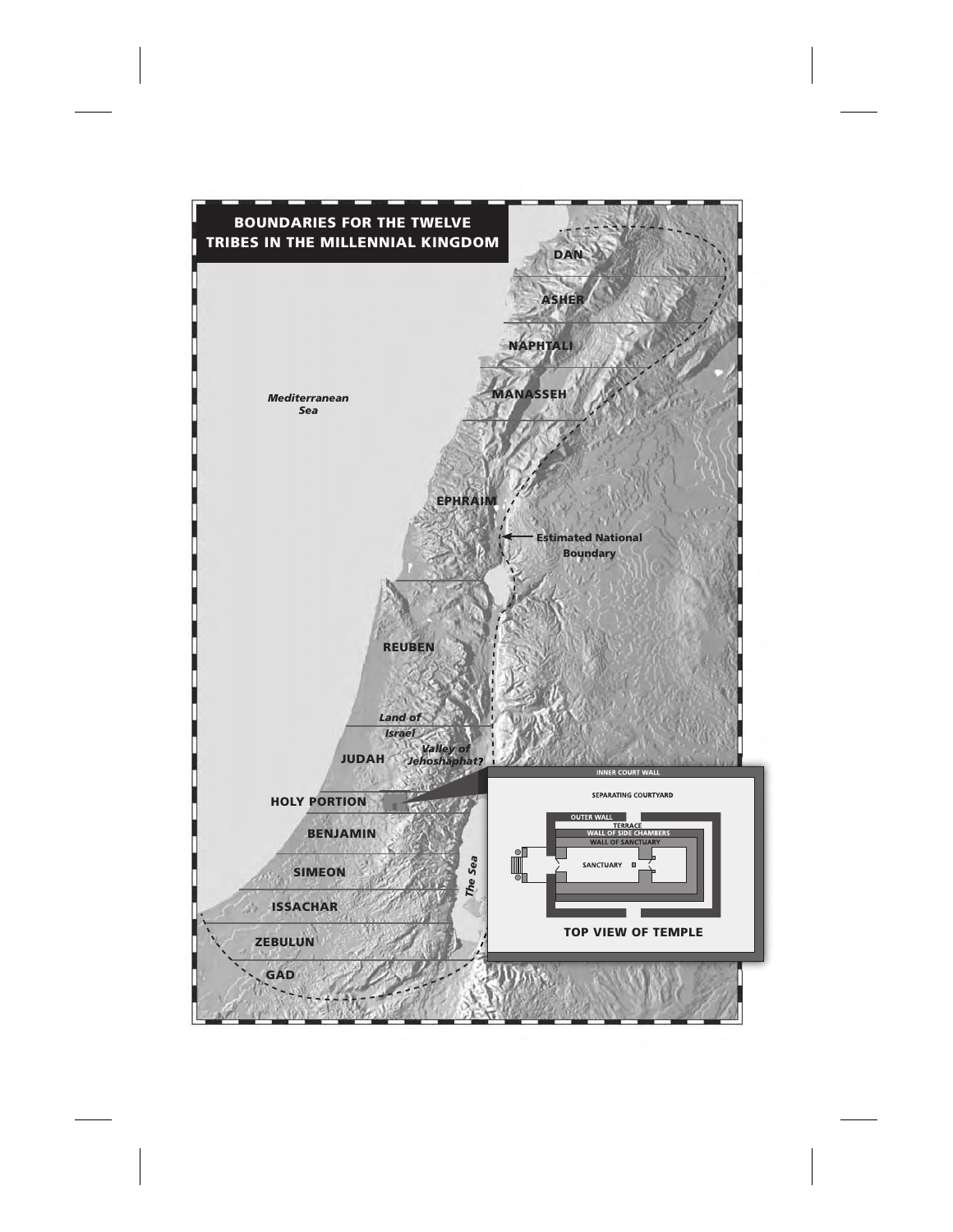## BOUNDARIES FOR THE TWELVE TRIBES IN THE MILLENNIAL KINGDOM

DAN

ASHER

NAPHTALI

MANASSEH

*Mediterranean Sea*

EPHRAIM

**Estimated National Boundary**

REUBEN

*Land of Israel*

JUDAH

*Valley of Jehoshaphat?*

HOLY PORTION

BENJAMIN

SIMEON

*The Sea*

ISSACHAR

ZEBULUN

GAD

INNER COURT WALL

SEPARATING COURTYARD

OUTER WALL

TERRACE

WALL OF SIDE CHAMBERS

WALL OF SANCTUARY

SANCTUARY

**TOP VIEW OF TEMPLE**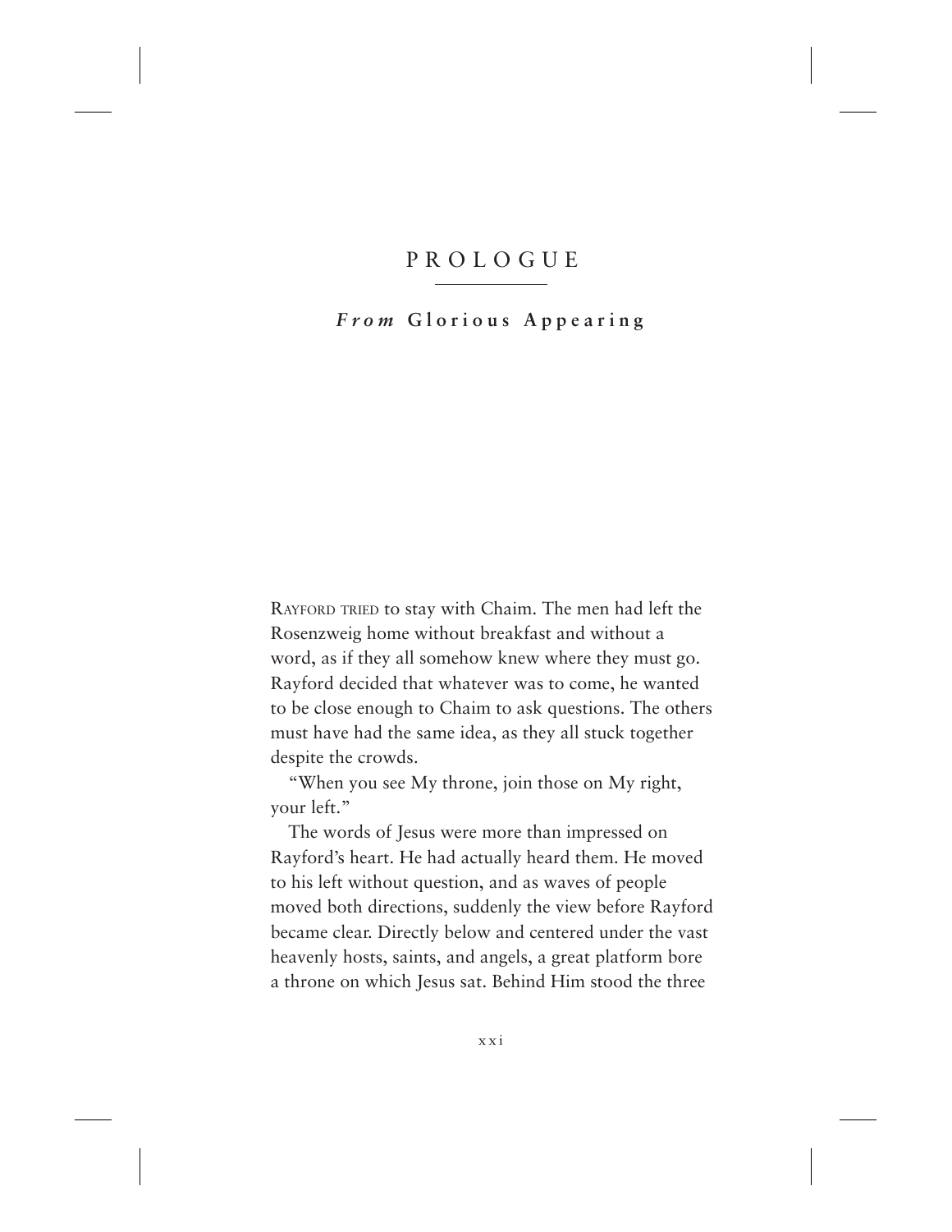# PROLOGUE

## *From* **Glorious Appearing**

RAYFORD TRIED to stay with Chaim. The men had left the Rosenzweig home without breakfast and without a word, as if they all somehow knew where they must go. Rayford decided that whatever was to come, he wanted to be close enough to Chaim to ask questions. The others must have had the same idea, as they all stuck together despite the crowds.

"When you see My throne, join those on My right, your left."

The words of Jesus were more than impressed on Rayford's heart. He had actually heard them. He moved to his left without question, and as waves of people moved both directions, suddenly the view before Rayford became clear. Directly below and centered under the vast heavenly hosts, saints, and angels, a great platform bore a throne on which Jesus sat. Behind Him stood the three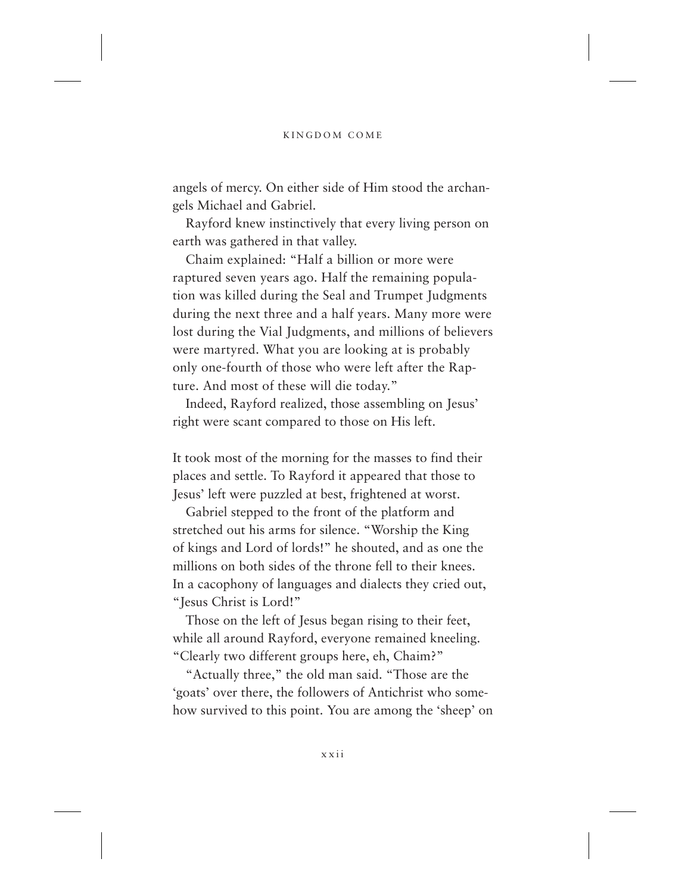angels of mercy. On either side of Him stood the archangels Michael and Gabriel.

Rayford knew instinctively that every living person on earth was gathered in that valley.

Chaim explained: "Half a billion or more were raptured seven years ago. Half the remaining population was killed during the Seal and Trumpet Judgments during the next three and a half years. Many more were lost during the Vial Judgments, and millions of believers were martyred. What you are looking at is probably only one-fourth of those who were left after the Rapture. And most of these will die today."

Indeed, Rayford realized, those assembling on Jesus' right were scant compared to those on His left.

It took most of the morning for the masses to find their places and settle. To Rayford it appeared that those to Jesus' left were puzzled at best, frightened at worst.

Gabriel stepped to the front of the platform and stretched out his arms for silence. "Worship the King of kings and Lord of lords!" he shouted, and as one the millions on both sides of the throne fell to their knees. In a cacophony of languages and dialects they cried out, "Jesus Christ is Lord!"

Those on the left of Jesus began rising to their feet, while all around Rayford, everyone remained kneeling. "Clearly two different groups here, eh, Chaim?"

"Actually three," the old man said. "Those are the 'goats' over there, the followers of Antichrist who somehow survived to this point. You are among the 'sheep' on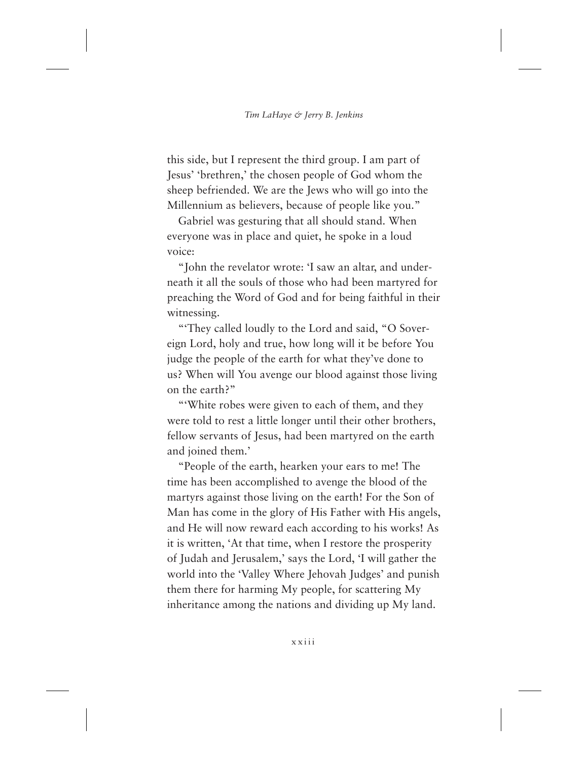this side, but I represent the third group. I am part of Jesus' 'brethren,' the chosen people of God whom the sheep befriended. We are the Jews who will go into the Millennium as believers, because of people like you."

Gabriel was gesturing that all should stand. When everyone was in place and quiet, he spoke in a loud voice:

"John the revelator wrote: 'I saw an altar, and underneath it all the souls of those who had been martyred for preaching the Word of God and for being faithful in their witnessing.

"'They called loudly to the Lord and said, "O Sovereign Lord, holy and true, how long will it be before You judge the people of the earth for what they've done to us? When will You avenge our blood against those living on the earth?"

"'White robes were given to each of them, and they were told to rest a little longer until their other brothers, fellow servants of Jesus, had been martyred on the earth and joined them.'

"People of the earth, hearken your ears to me! The time has been accomplished to avenge the blood of the martyrs against those living on the earth! For the Son of Man has come in the glory of His Father with His angels, and He will now reward each according to his works! As it is written, 'At that time, when I restore the prosperity of Judah and Jerusalem,' says the Lord, 'I will gather the world into the 'Valley Where Jehovah Judges' and punish them there for harming My people, for scattering My inheritance among the nations and dividing up My land.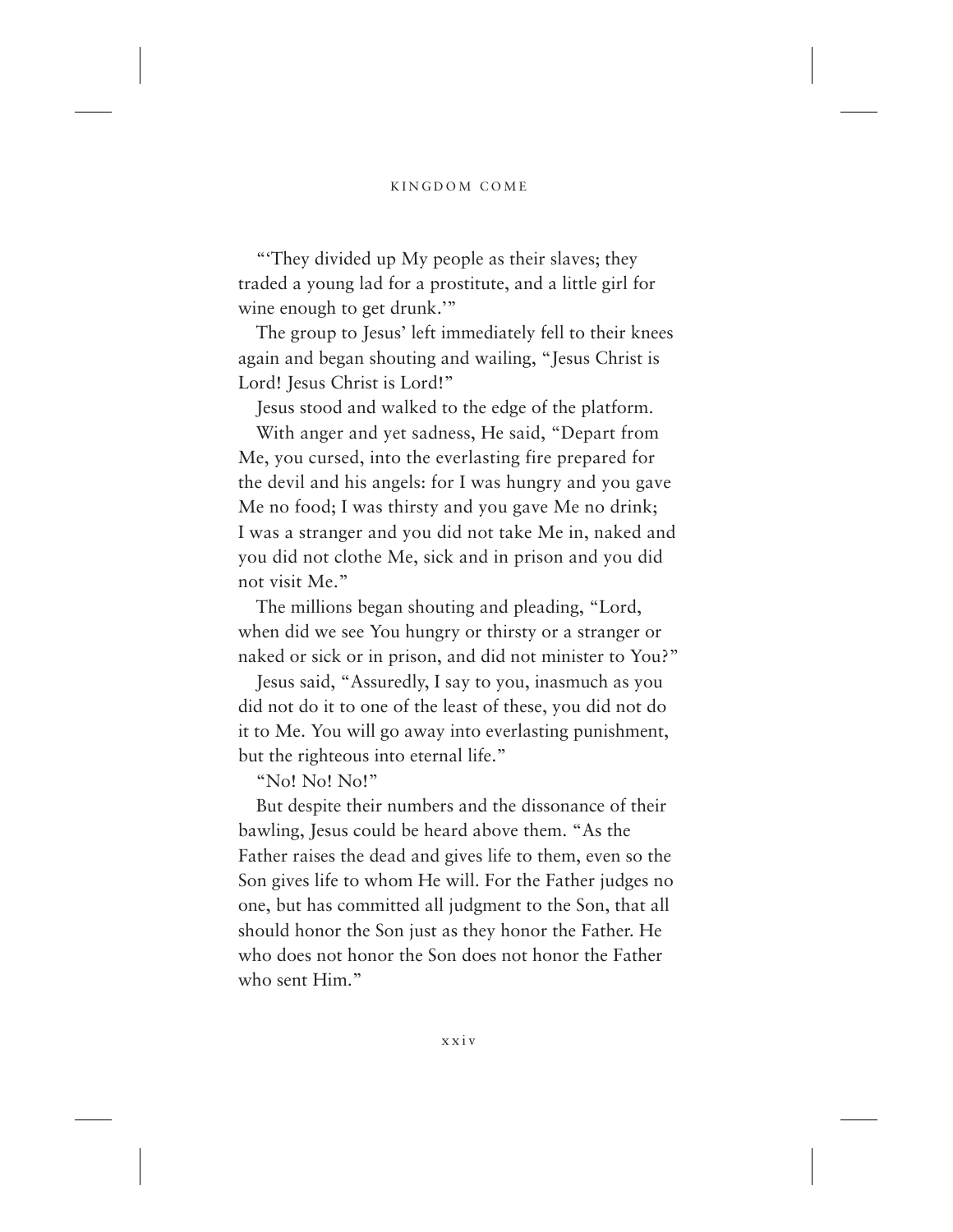"'They divided up My people as their slaves; they traded a young lad for a prostitute, and a little girl for wine enough to get drunk.'"

The group to Jesus' left immediately fell to their knees again and began shouting and wailing, "Jesus Christ is Lord! Jesus Christ is Lord!"

Jesus stood and walked to the edge of the platform.

With anger and yet sadness, He said, "Depart from Me, you cursed, into the everlasting fire prepared for the devil and his angels: for I was hungry and you gave Me no food; I was thirsty and you gave Me no drink; I was a stranger and you did not take Me in, naked and you did not clothe Me, sick and in prison and you did not visit Me."

The millions began shouting and pleading, "Lord, when did we see You hungry or thirsty or a stranger or naked or sick or in prison, and did not minister to You?"

Jesus said, "Assuredly, I say to you, inasmuch as you did not do it to one of the least of these, you did not do it to Me. You will go away into everlasting punishment, but the righteous into eternal life."

"No! No! No!"

But despite their numbers and the dissonance of their bawling, Jesus could be heard above them. "As the Father raises the dead and gives life to them, even so the Son gives life to whom He will. For the Father judges no one, but has committed all judgment to the Son, that all should honor the Son just as they honor the Father. He who does not honor the Son does not honor the Father who sent Him."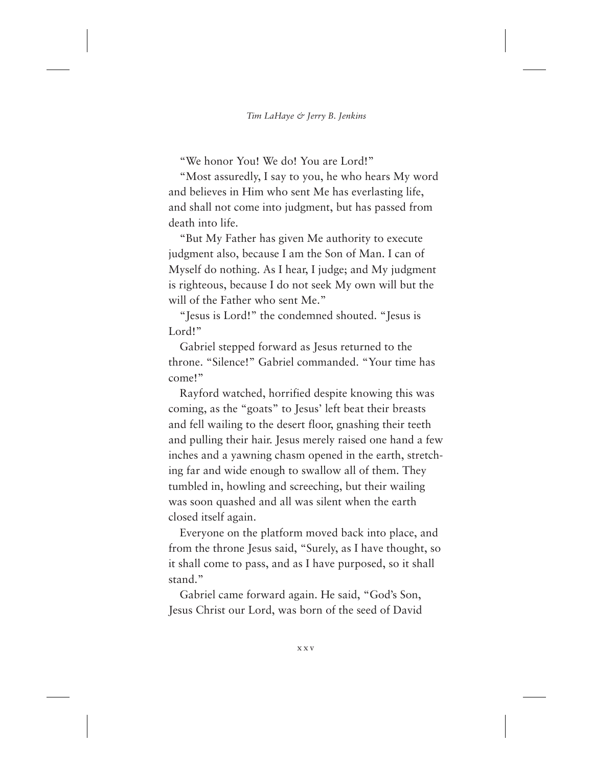"We honor You! We do! You are Lord!"

"Most assuredly, I say to you, he who hears My word and believes in Him who sent Me has everlasting life, and shall not come into judgment, but has passed from death into life.

"But My Father has given Me authority to execute judgment also, because I am the Son of Man. I can of Myself do nothing. As I hear, I judge; and My judgment is righteous, because I do not seek My own will but the will of the Father who sent Me."

"Jesus is Lord!" the condemned shouted. "Jesus is Lord!"

Gabriel stepped forward as Jesus returned to the throne. "Silence!" Gabriel commanded. "Your time has come!"

Rayford watched, horrified despite knowing this was coming, as the "goats" to Jesus' left beat their breasts and fell wailing to the desert floor, gnashing their teeth and pulling their hair. Jesus merely raised one hand a few inches and a yawning chasm opened in the earth, stretching far and wide enough to swallow all of them. They tumbled in, howling and screeching, but their wailing was soon quashed and all was silent when the earth closed itself again.

Everyone on the platform moved back into place, and from the throne Jesus said, "Surely, as I have thought, so it shall come to pass, and as I have purposed, so it shall stand."

Gabriel came forward again. He said, "God's Son, Jesus Christ our Lord, was born of the seed of David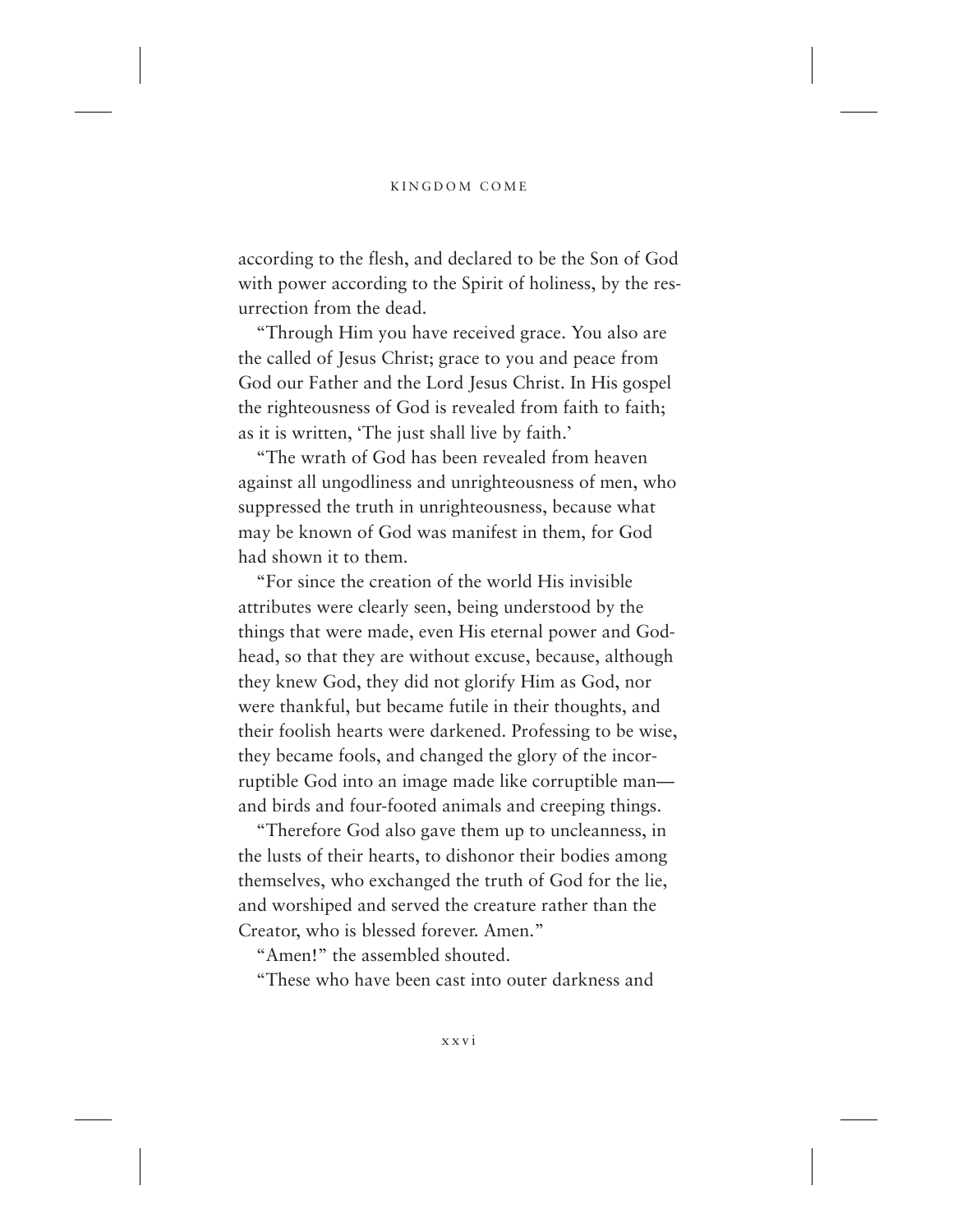according to the flesh, and declared to be the Son of God with power according to the Spirit of holiness, by the resurrection from the dead.

"Through Him you have received grace. You also are the called of Jesus Christ; grace to you and peace from God our Father and the Lord Jesus Christ. In His gospel the righteousness of God is revealed from faith to faith; as it is written, 'The just shall live by faith.'

"The wrath of God has been revealed from heaven against all ungodliness and unrighteousness of men, who suppressed the truth in unrighteousness, because what may be known of God was manifest in them, for God had shown it to them.

"For since the creation of the world His invisible attributes were clearly seen, being understood by the things that were made, even His eternal power and Godhead, so that they are without excuse, because, although they knew God, they did not glorify Him as God, nor were thankful, but became futile in their thoughts, and their foolish hearts were darkened. Professing to be wise, they became fools, and changed the glory of the incorruptible God into an image made like corruptible man—and birds and four-footed animals and creeping things.

"Therefore God also gave them up to uncleanness, in the lusts of their hearts, to dishonor their bodies among themselves, who exchanged the truth of God for the lie, and worshiped and served the creature rather than the Creator, who is blessed forever. Amen."

"Amen!" the assembled shouted.

"These who have been cast into outer darkness and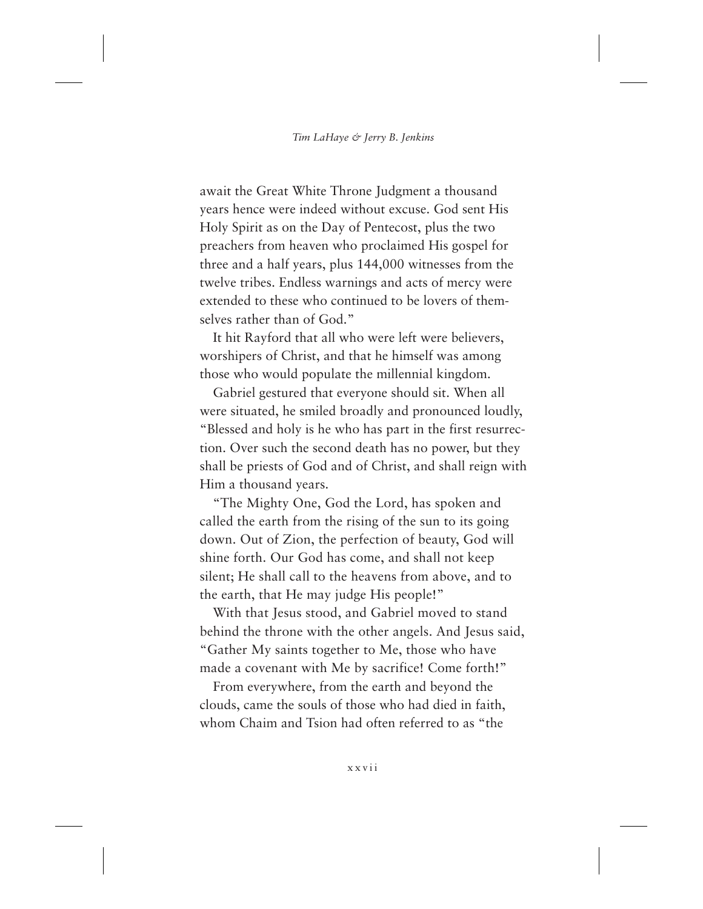await the Great White Throne Judgment a thousand years hence were indeed without excuse. God sent His Holy Spirit as on the Day of Pentecost, plus the two preachers from heaven who proclaimed His gospel for three and a half years, plus 144,000 witnesses from the twelve tribes. Endless warnings and acts of mercy were extended to these who continued to be lovers of themselves rather than of God."

It hit Rayford that all who were left were believers, worshipers of Christ, and that he himself was among those who would populate the millennial kingdom.

Gabriel gestured that everyone should sit. When all were situated, he smiled broadly and pronounced loudly, "Blessed and holy is he who has part in the first resurrection. Over such the second death has no power, but they shall be priests of God and of Christ, and shall reign with Him a thousand years.

"The Mighty One, God the Lord, has spoken and called the earth from the rising of the sun to its going down. Out of Zion, the perfection of beauty, God will shine forth. Our God has come, and shall not keep silent; He shall call to the heavens from above, and to the earth, that He may judge His people!"

With that Jesus stood, and Gabriel moved to stand behind the throne with the other angels. And Jesus said, "Gather My saints together to Me, those who have made a covenant with Me by sacrifice! Come forth!"

From everywhere, from the earth and beyond the clouds, came the souls of those who had died in faith, whom Chaim and Tsion had often referred to as "the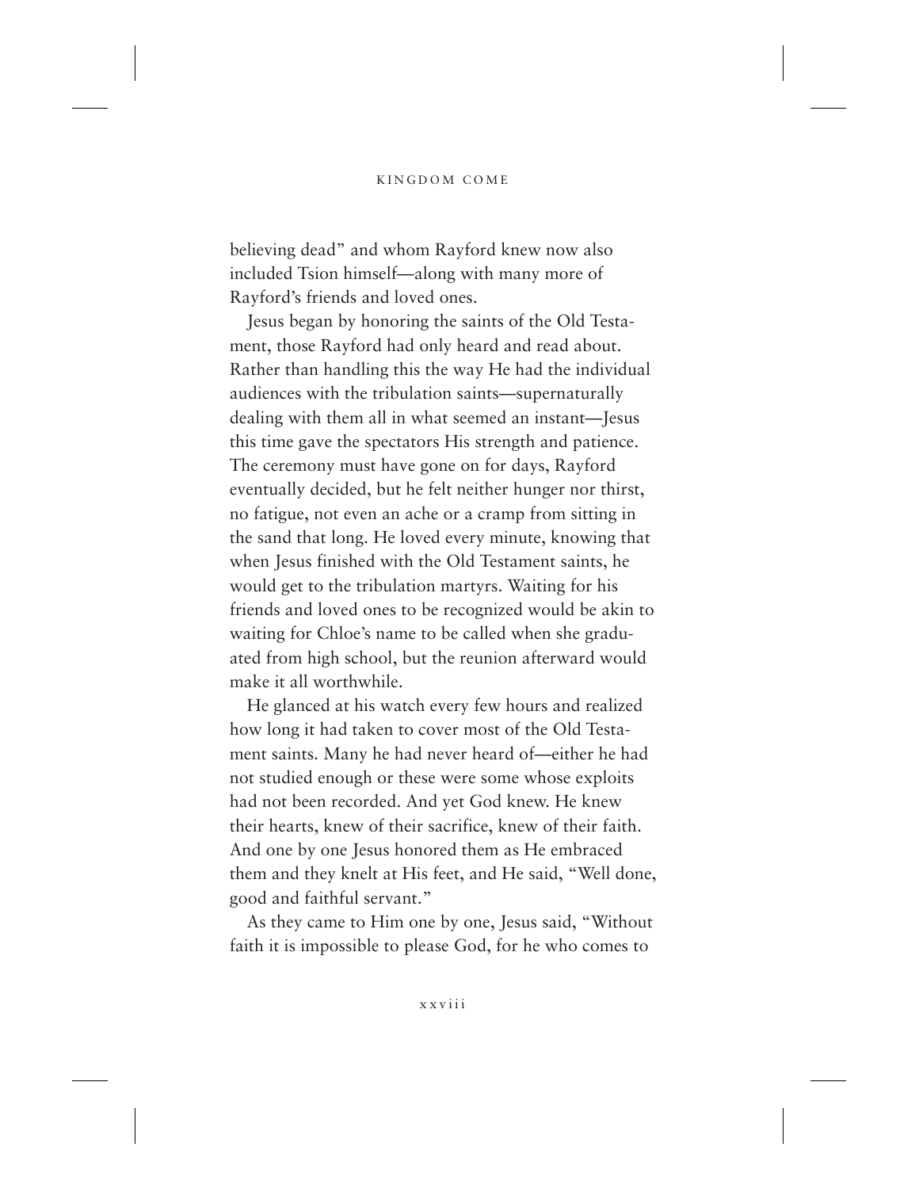believing dead" and whom Rayford knew now also included Tsion himself—along with many more of Rayford's friends and loved ones.

Jesus began by honoring the saints of the Old Testament, those Rayford had only heard and read about. Rather than handling this the way He had the individual audiences with the tribulation saints—supernaturally dealing with them all in what seemed an instant—Jesus this time gave the spectators His strength and patience. The ceremony must have gone on for days, Rayford eventually decided, but he felt neither hunger nor thirst, no fatigue, not even an ache or a cramp from sitting in the sand that long. He loved every minute, knowing that when Jesus finished with the Old Testament saints, he would get to the tribulation martyrs. Waiting for his friends and loved ones to be recognized would be akin to waiting for Chloe's name to be called when she graduated from high school, but the reunion afterward would make it all worthwhile.

He glanced at his watch every few hours and realized how long it had taken to cover most of the Old Testament saints. Many he had never heard of—either he had not studied enough or these were some whose exploits had not been recorded. And yet God knew. He knew their hearts, knew of their sacrifice, knew of their faith. And one by one Jesus honored them as He embraced them and they knelt at His feet, and He said, "Well done, good and faithful servant."

As they came to Him one by one, Jesus said, "Without faith it is impossible to please God, for he who comes to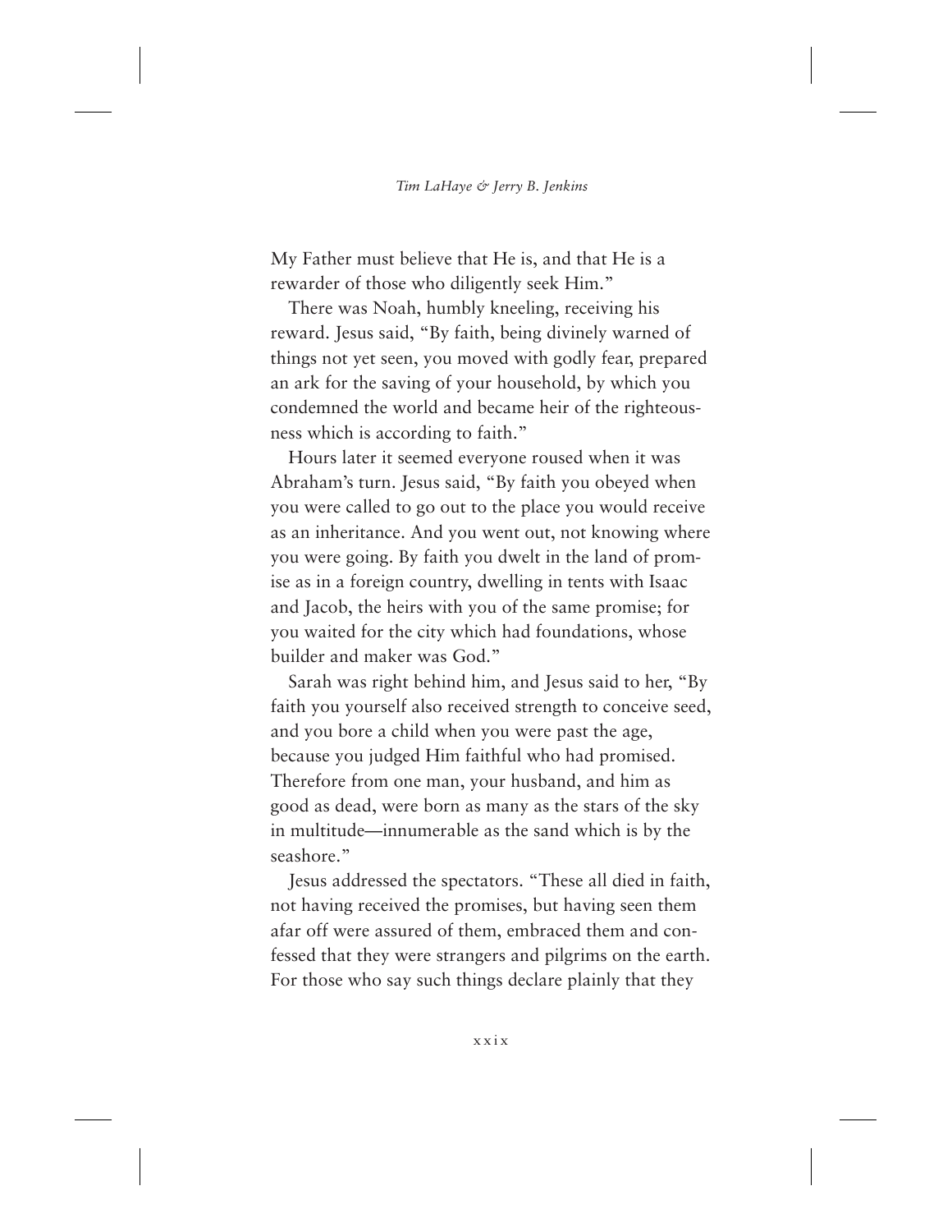My Father must believe that He is, and that He is a rewarder of those who diligently seek Him."

There was Noah, humbly kneeling, receiving his reward. Jesus said, "By faith, being divinely warned of things not yet seen, you moved with godly fear, prepared an ark for the saving of your household, by which you condemned the world and became heir of the righteousness which is according to faith."

Hours later it seemed everyone roused when it was Abraham's turn. Jesus said, "By faith you obeyed when you were called to go out to the place you would receive as an inheritance. And you went out, not knowing where you were going. By faith you dwelt in the land of promise as in a foreign country, dwelling in tents with Isaac and Jacob, the heirs with you of the same promise; for you waited for the city which had foundations, whose builder and maker was God."

Sarah was right behind him, and Jesus said to her, "By faith you yourself also received strength to conceive seed, and you bore a child when you were past the age, because you judged Him faithful who had promised. Therefore from one man, your husband, and him as good as dead, were born as many as the stars of the sky in multitude—innumerable as the sand which is by the seashore."

Jesus addressed the spectators. "These all died in faith, not having received the promises, but having seen them afar off were assured of them, embraced them and confessed that they were strangers and pilgrims on the earth. For those who say such things declare plainly that they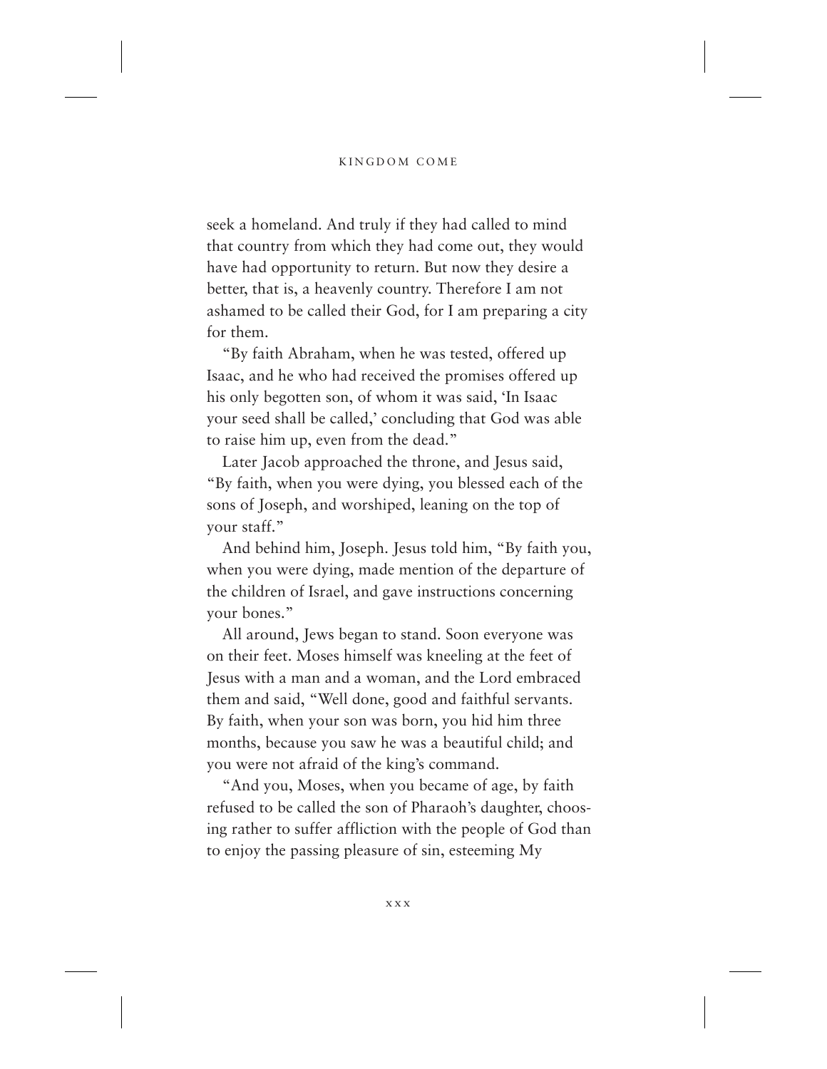seek a homeland. And truly if they had called to mind that country from which they had come out, they would have had opportunity to return. But now they desire a better, that is, a heavenly country. Therefore I am not ashamed to be called their God, for I am preparing a city for them.

"By faith Abraham, when he was tested, offered up Isaac, and he who had received the promises offered up his only begotten son, of whom it was said, 'In Isaac your seed shall be called,' concluding that God was able to raise him up, even from the dead."

Later Jacob approached the throne, and Jesus said, "By faith, when you were dying, you blessed each of the sons of Joseph, and worshiped, leaning on the top of your staff."

And behind him, Joseph. Jesus told him, "By faith you, when you were dying, made mention of the departure of the children of Israel, and gave instructions concerning your bones."

All around, Jews began to stand. Soon everyone was on their feet. Moses himself was kneeling at the feet of Jesus with a man and a woman, and the Lord embraced them and said, "Well done, good and faithful servants. By faith, when your son was born, you hid him three months, because you saw he was a beautiful child; and you were not afraid of the king's command.

"And you, Moses, when you became of age, by faith refused to be called the son of Pharaoh's daughter, choosing rather to suffer affliction with the people of God than to enjoy the passing pleasure of sin, esteeming My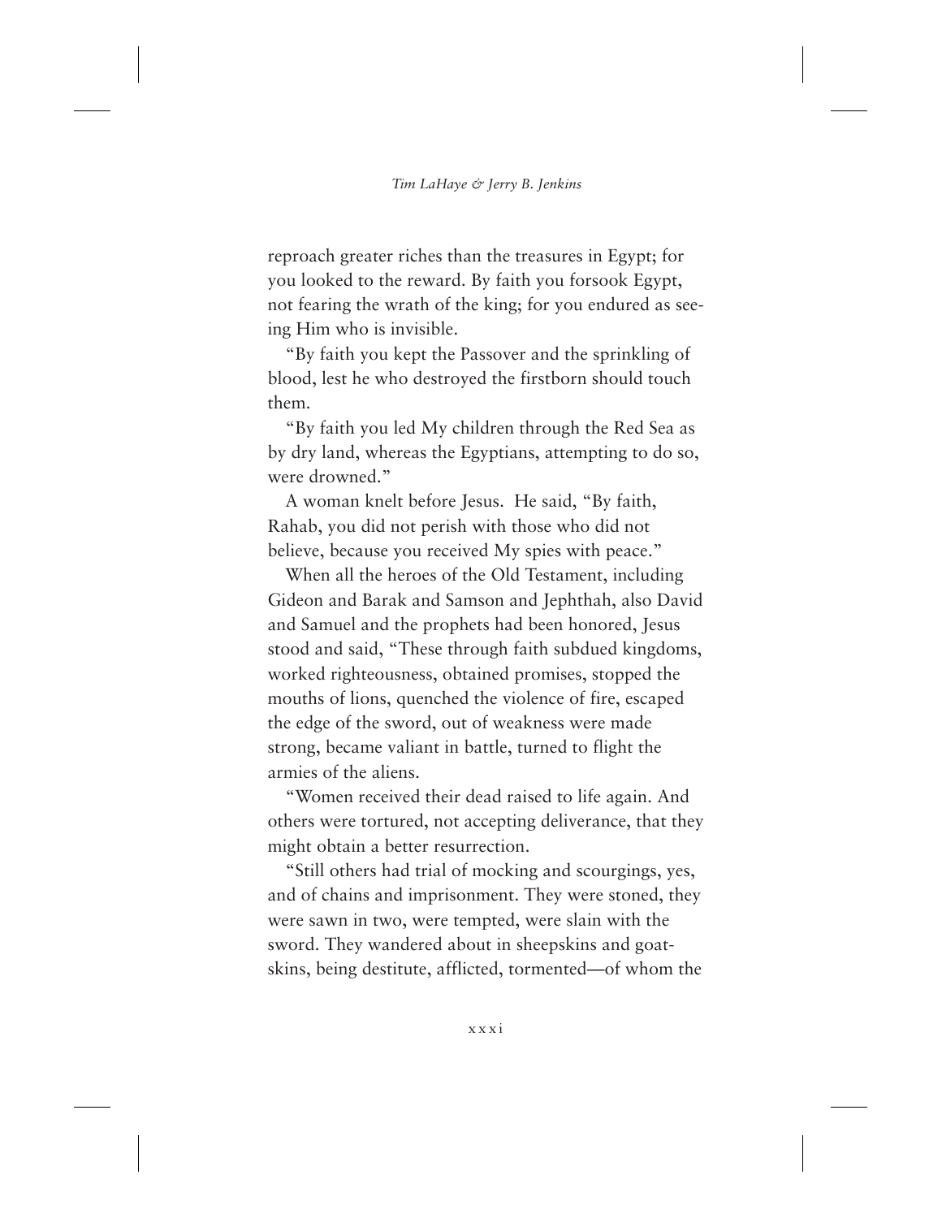reproach greater riches than the treasures in Egypt; for you looked to the reward. By faith you forsook Egypt, not fearing the wrath of the king; for you endured as seeing Him who is invisible.

"By faith you kept the Passover and the sprinkling of blood, lest he who destroyed the firstborn should touch them.

"By faith you led My children through the Red Sea as by dry land, whereas the Egyptians, attempting to do so, were drowned."

A woman knelt before Jesus. He said, "By faith, Rahab, you did not perish with those who did not believe, because you received My spies with peace."

When all the heroes of the Old Testament, including Gideon and Barak and Samson and Jephthah, also David and Samuel and the prophets had been honored, Jesus stood and said, "These through faith subdued kingdoms, worked righteousness, obtained promises, stopped the mouths of lions, quenched the violence of fire, escaped the edge of the sword, out of weakness were made strong, became valiant in battle, turned to flight the armies of the aliens.

"Women received their dead raised to life again. And others were tortured, not accepting deliverance, that they might obtain a better resurrection.

"Still others had trial of mocking and scourgings, yes, and of chains and imprisonment. They were stoned, they were sawn in two, were tempted, were slain with the sword. They wandered about in sheepskins and goatskins, being destitute, afflicted, tormented—of whom the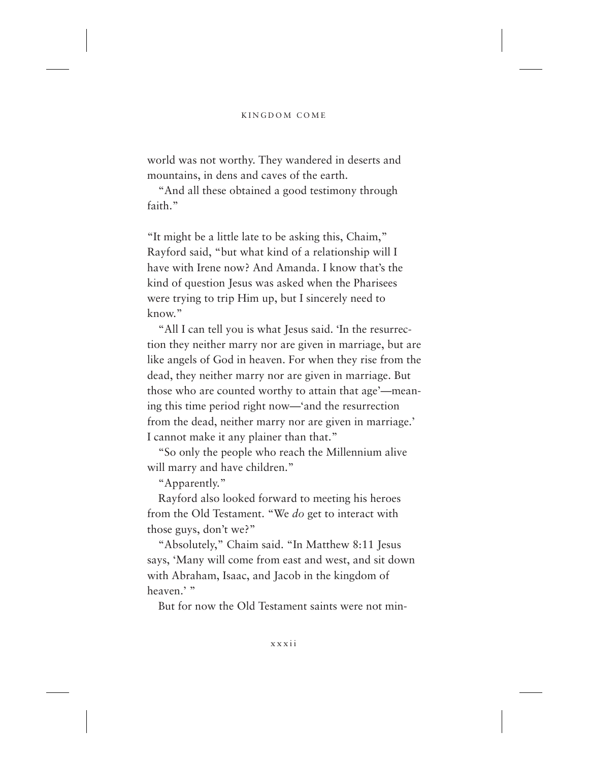world was not worthy. They wandered in deserts and mountains, in dens and caves of the earth.

"And all these obtained a good testimony through faith."

"It might be a little late to be asking this, Chaim," Rayford said, "but what kind of a relationship will I have with Irene now? And Amanda. I know that's the kind of question Jesus was asked when the Pharisees were trying to trip Him up, but I sincerely need to know."

"All I can tell you is what Jesus said. 'In the resurrection they neither marry nor are given in marriage, but are like angels of God in heaven. For when they rise from the dead, they neither marry nor are given in marriage. But those who are counted worthy to attain that age'—meaning this time period right now—'and the resurrection from the dead, neither marry nor are given in marriage.' I cannot make it any plainer than that."

"So only the people who reach the Millennium alive will marry and have children."

"Apparently."

Rayford also looked forward to meeting his heroes from the Old Testament. "We *do* get to interact with those guys, don't we?"

"Absolutely," Chaim said. "In Matthew 8:11 Jesus says, 'Many will come from east and west, and sit down with Abraham, Isaac, and Jacob in the kingdom of heaven.' "

But for now the Old Testament saints were not min-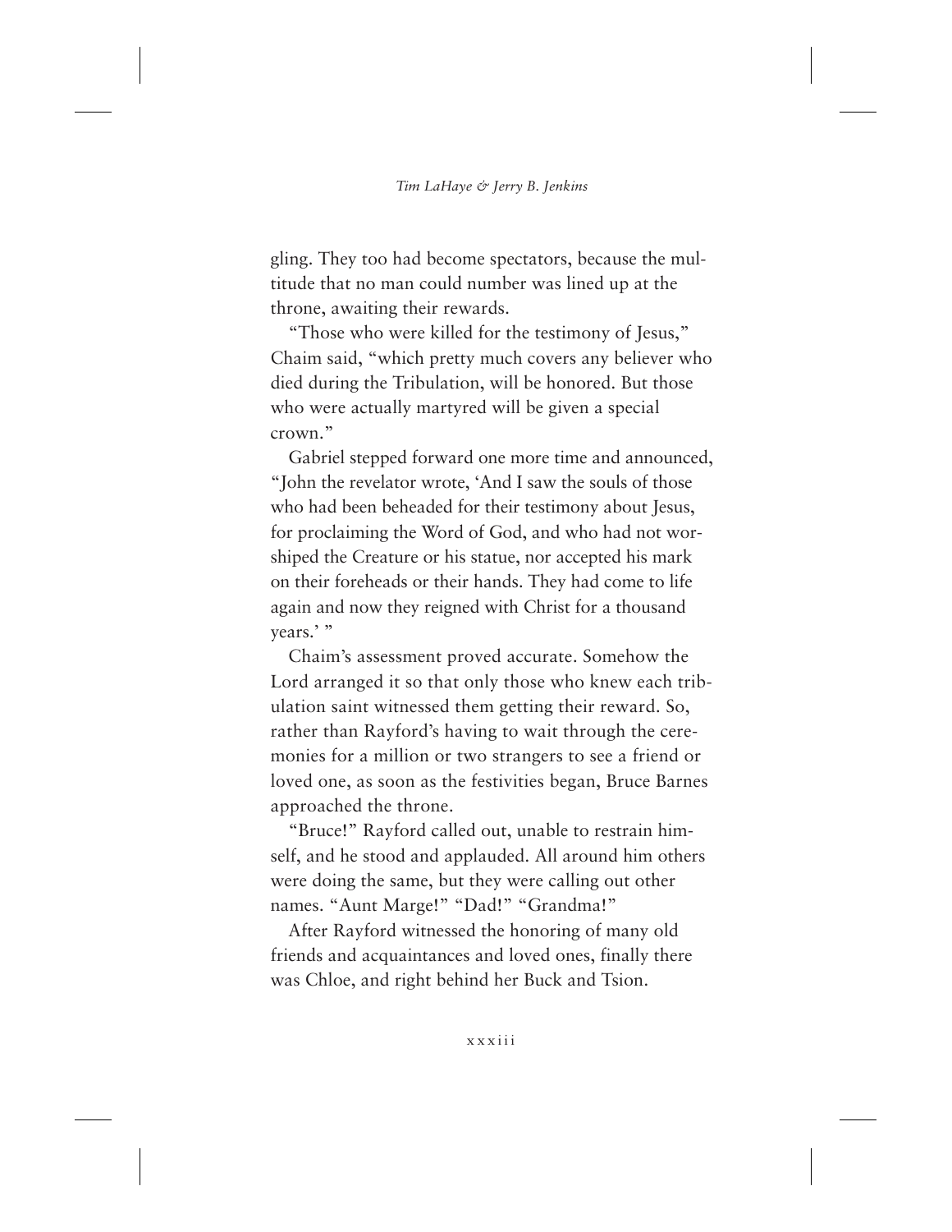gling. They too had become spectators, because the multitude that no man could number was lined up at the throne, awaiting their rewards.

"Those who were killed for the testimony of Jesus," Chaim said, "which pretty much covers any believer who died during the Tribulation, will be honored. But those who were actually martyred will be given a special crown."

Gabriel stepped forward one more time and announced, "John the revelator wrote, 'And I saw the souls of those who had been beheaded for their testimony about Jesus, for proclaiming the Word of God, and who had not worshiped the Creature or his statue, nor accepted his mark on their foreheads or their hands. They had come to life again and now they reigned with Christ for a thousand years.' "

Chaim's assessment proved accurate. Somehow the Lord arranged it so that only those who knew each tribulation saint witnessed them getting their reward. So, rather than Rayford's having to wait through the ceremonies for a million or two strangers to see a friend or loved one, as soon as the festivities began, Bruce Barnes approached the throne.

"Bruce!" Rayford called out, unable to restrain himself, and he stood and applauded. All around him others were doing the same, but they were calling out other names. "Aunt Marge!" "Dad!" "Grandma!"

After Rayford witnessed the honoring of many old friends and acquaintances and loved ones, finally there was Chloe, and right behind her Buck and Tsion.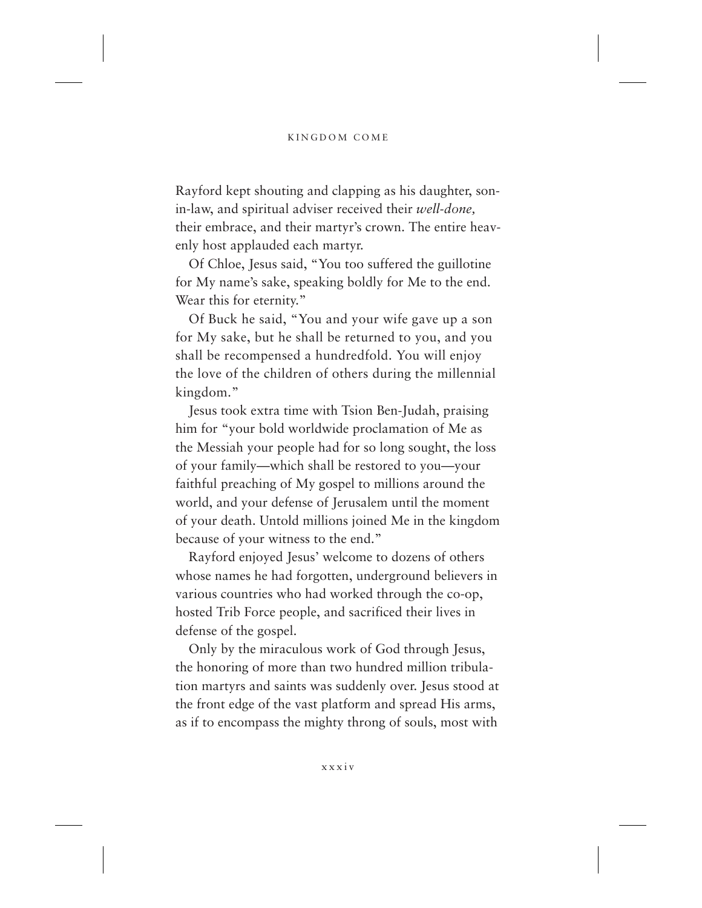Rayford kept shouting and clapping as his daughter, son-in-law, and spiritual adviser received their *well-done,* their embrace, and their martyr's crown. The entire heavenly host applauded each martyr.

Of Chloe, Jesus said, "You too suffered the guillotine for My name's sake, speaking boldly for Me to the end. Wear this for eternity."

Of Buck he said, "You and your wife gave up a son for My sake, but he shall be returned to you, and you shall be recompensed a hundredfold. You will enjoy the love of the children of others during the millennial kingdom."

Jesus took extra time with Tsion Ben-Judah, praising him for "your bold worldwide proclamation of Me as the Messiah your people had for so long sought, the loss of your family—which shall be restored to you—your faithful preaching of My gospel to millions around the world, and your defense of Jerusalem until the moment of your death. Untold millions joined Me in the kingdom because of your witness to the end."

Rayford enjoyed Jesus' welcome to dozens of others whose names he had forgotten, underground believers in various countries who had worked through the co-op, hosted Trib Force people, and sacrificed their lives in defense of the gospel.

Only by the miraculous work of God through Jesus, the honoring of more than two hundred million tribulation martyrs and saints was suddenly over. Jesus stood at the front edge of the vast platform and spread His arms, as if to encompass the mighty throng of souls, most with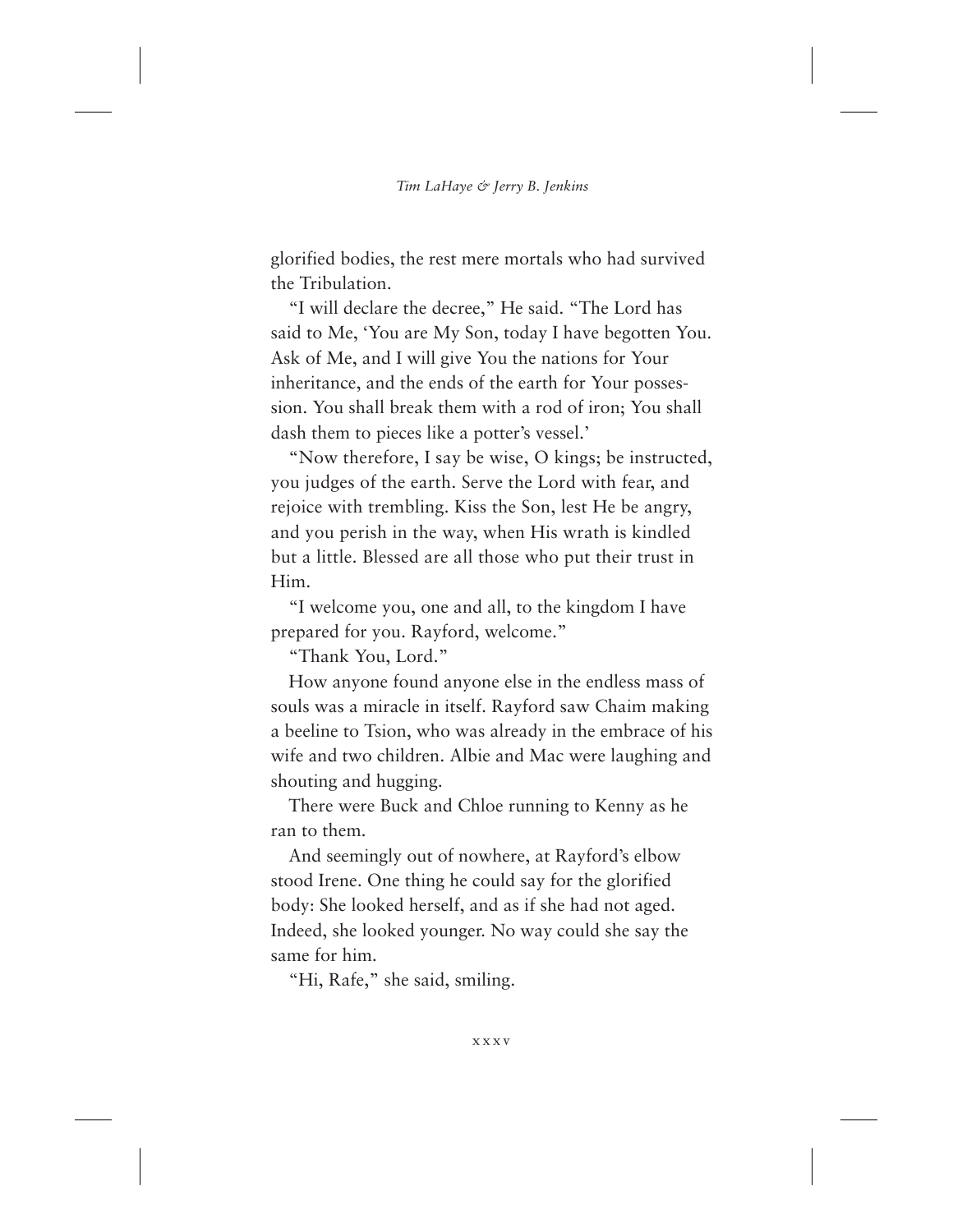glorified bodies, the rest mere mortals who had survived the Tribulation.

"I will declare the decree," He said. "The Lord has said to Me, 'You are My Son, today I have begotten You. Ask of Me, and I will give You the nations for Your inheritance, and the ends of the earth for Your possession. You shall break them with a rod of iron; You shall dash them to pieces like a potter's vessel.'

"Now therefore, I say be wise, O kings; be instructed, you judges of the earth. Serve the Lord with fear, and rejoice with trembling. Kiss the Son, lest He be angry, and you perish in the way, when His wrath is kindled but a little. Blessed are all those who put their trust in Him.

"I welcome you, one and all, to the kingdom I have prepared for you. Rayford, welcome."

"Thank You, Lord."

How anyone found anyone else in the endless mass of souls was a miracle in itself. Rayford saw Chaim making a beeline to Tsion, who was already in the embrace of his wife and two children. Albie and Mac were laughing and shouting and hugging.

There were Buck and Chloe running to Kenny as he ran to them.

And seemingly out of nowhere, at Rayford's elbow stood Irene. One thing he could say for the glorified body: She looked herself, and as if she had not aged. Indeed, she looked younger. No way could she say the same for him.

"Hi, Rafe," she said, smiling.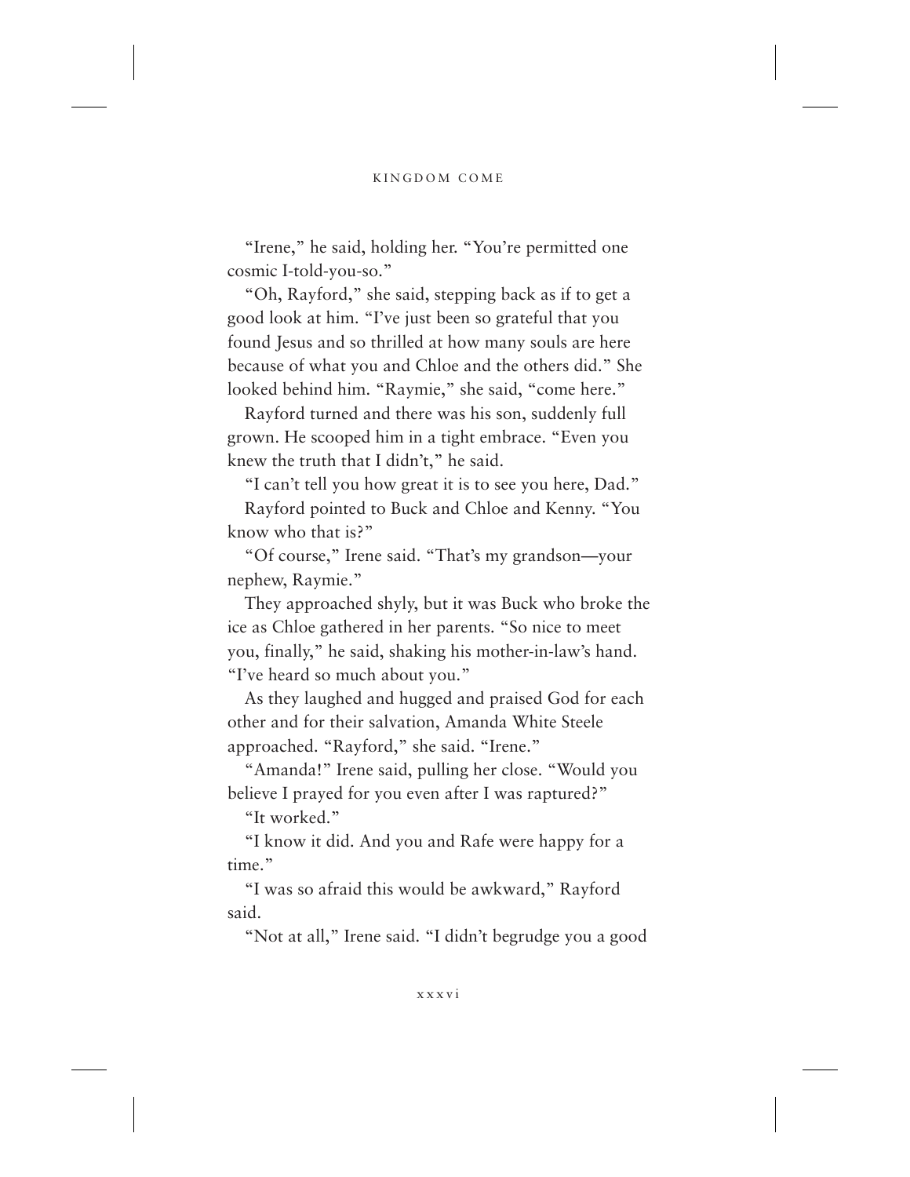"Irene," he said, holding her. "You're permitted one cosmic I-told-you-so."

"Oh, Rayford," she said, stepping back as if to get a good look at him. "I've just been so grateful that you found Jesus and so thrilled at how many souls are here because of what you and Chloe and the others did." She looked behind him. "Raymie," she said, "come here."

Rayford turned and there was his son, suddenly full grown. He scooped him in a tight embrace. "Even you knew the truth that I didn't," he said.

"I can't tell you how great it is to see you here, Dad."

Rayford pointed to Buck and Chloe and Kenny. "You know who that is?"

"Of course," Irene said. "That's my grandson—your nephew, Raymie."

They approached shyly, but it was Buck who broke the ice as Chloe gathered in her parents. "So nice to meet you, finally," he said, shaking his mother-in-law's hand. "I've heard so much about you."

As they laughed and hugged and praised God for each other and for their salvation, Amanda White Steele approached. "Rayford," she said. "Irene."

"Amanda!" Irene said, pulling her close. "Would you believe I prayed for you even after I was raptured?"

"It worked."

"I know it did. And you and Rafe were happy for a time."

"I was so afraid this would be awkward," Rayford said.

"Not at all," Irene said. "I didn't begrudge you a good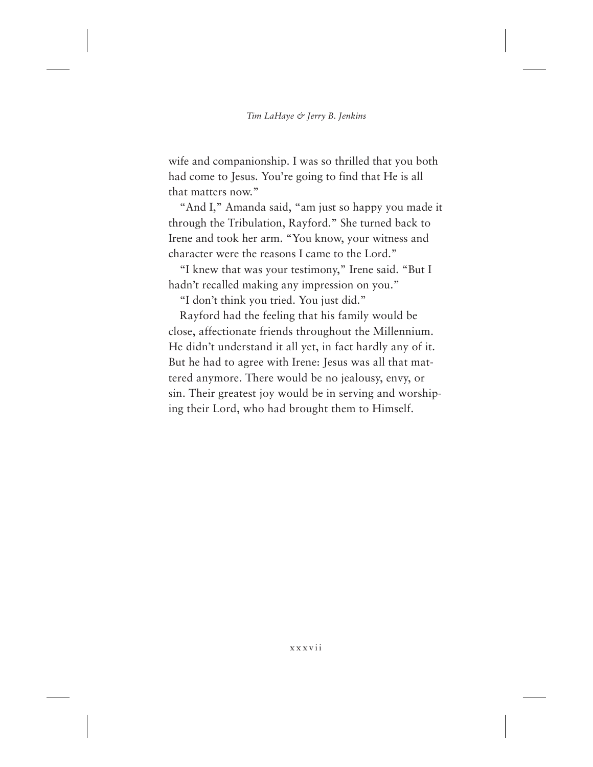wife and companionship. I was so thrilled that you both had come to Jesus. You're going to find that He is all that matters now."

"And I," Amanda said, "am just so happy you made it through the Tribulation, Rayford." She turned back to Irene and took her arm. "You know, your witness and character were the reasons I came to the Lord."

"I knew that was your testimony," Irene said. "But I hadn't recalled making any impression on you."

"I don't think you tried. You just did."

Rayford had the feeling that his family would be close, affectionate friends throughout the Millennium. He didn't understand it all yet, in fact hardly any of it. But he had to agree with Irene: Jesus was all that mattered anymore. There would be no jealousy, envy, or sin. Their greatest joy would be in serving and worshiping their Lord, who had brought them to Himself.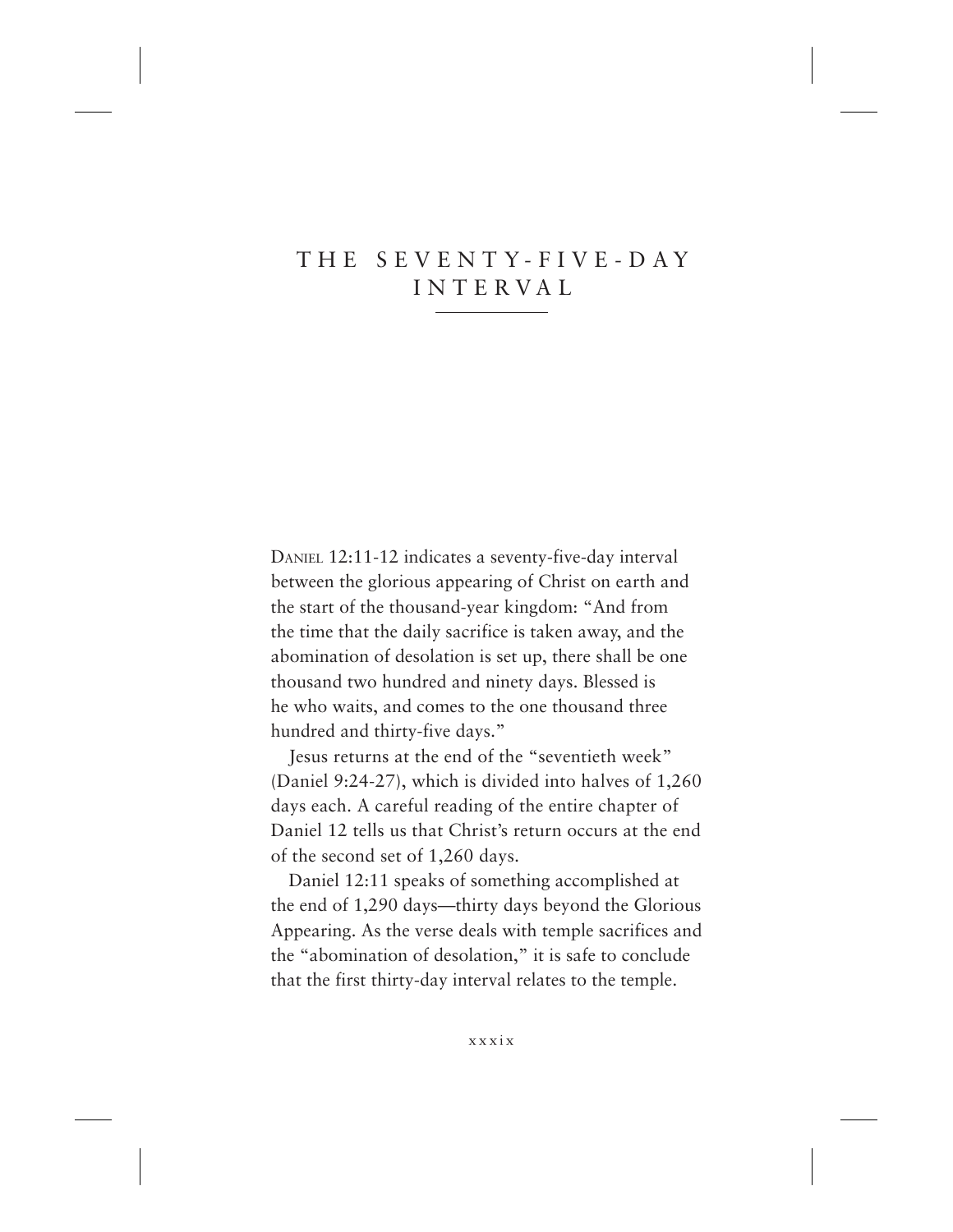# THE SEVENTY-FIVE-DAY INTERVAL

DANIEL 12:11-12 indicates a seventy-five-day interval between the glorious appearing of Christ on earth and the start of the thousand-year kingdom: "And from the time that the daily sacrifice is taken away, and the abomination of desolation is set up, there shall be one thousand two hundred and ninety days. Blessed is he who waits, and comes to the one thousand three hundred and thirty-five days."

Jesus returns at the end of the "seventieth week" (Daniel 9:24-27), which is divided into halves of 1,260 days each. A careful reading of the entire chapter of Daniel 12 tells us that Christ's return occurs at the end of the second set of 1,260 days.

Daniel 12:11 speaks of something accomplished at the end of 1,290 days—thirty days beyond the Glorious Appearing. As the verse deals with temple sacrifices and the "abomination of desolation," it is safe to conclude that the first thirty-day interval relates to the temple.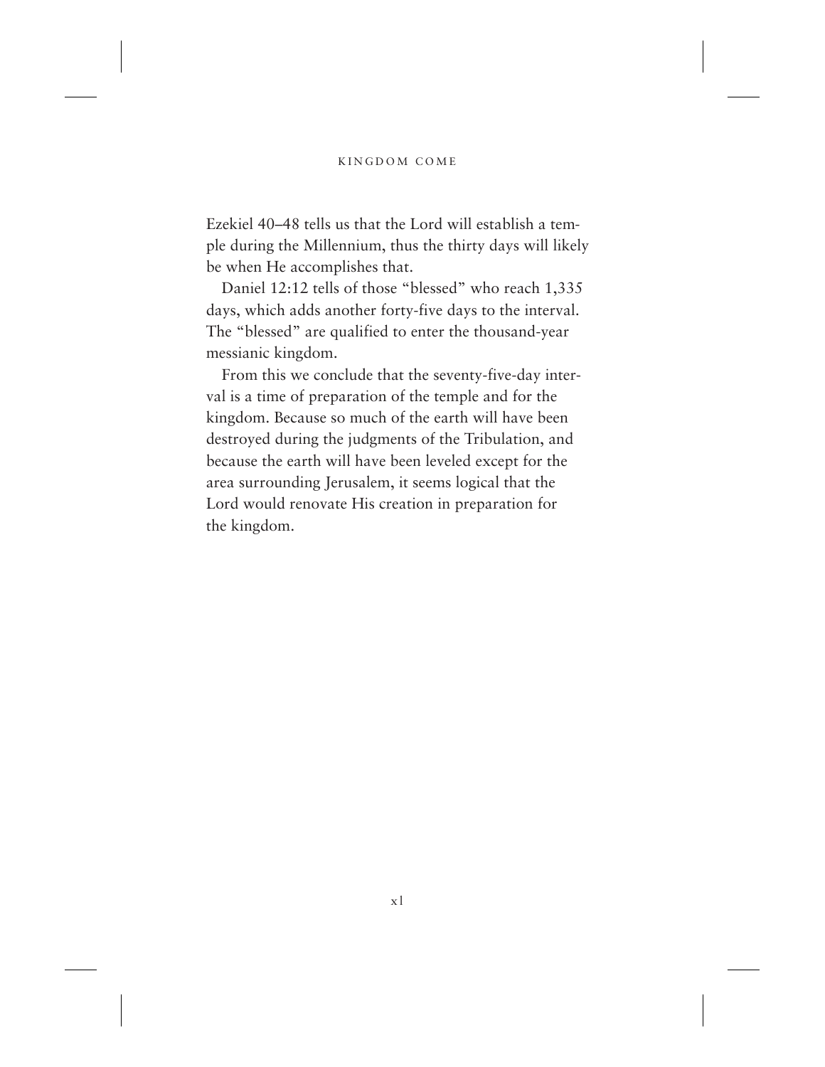Ezekiel 40–48 tells us that the Lord will establish a temple during the Millennium, thus the thirty days will likely be when He accomplishes that.

Daniel 12:12 tells of those "blessed" who reach 1,335 days, which adds another forty-five days to the interval. The "blessed" are qualified to enter the thousand-year messianic kingdom.

From this we conclude that the seventy-five-day interval is a time of preparation of the temple and for the kingdom. Because so much of the earth will have been destroyed during the judgments of the Tribulation, and because the earth will have been leveled except for the area surrounding Jerusalem, it seems logical that the Lord would renovate His creation in preparation for the kingdom.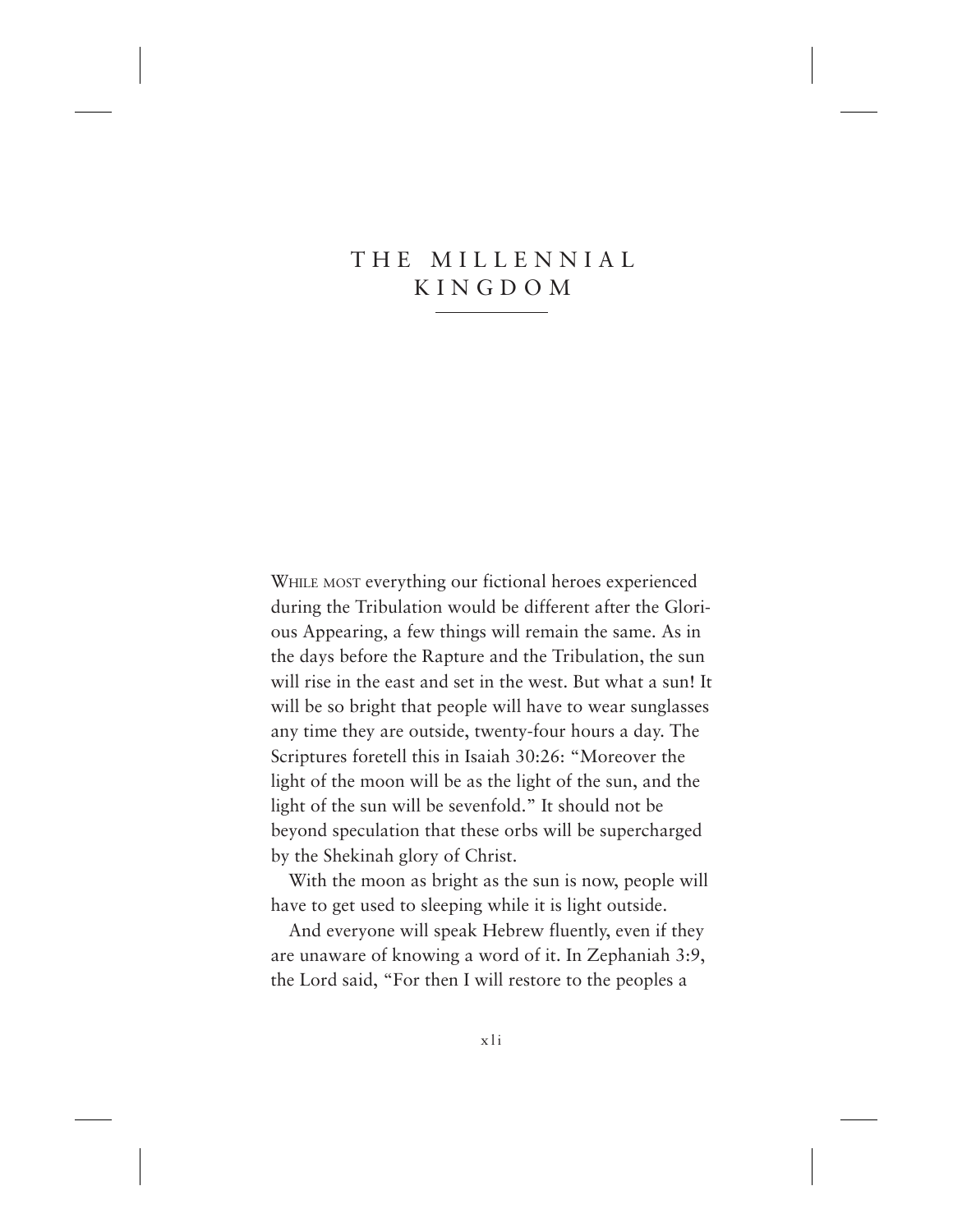# THE MILLENNIAL KINGDOM

WHILE MOST everything our fictional heroes experienced during the Tribulation would be different after the Glorious Appearing, a few things will remain the same. As in the days before the Rapture and the Tribulation, the sun will rise in the east and set in the west. But what a sun! It will be so bright that people will have to wear sunglasses any time they are outside, twenty-four hours a day. The Scriptures foretell this in Isaiah 30:26: "Moreover the light of the moon will be as the light of the sun, and the light of the sun will be sevenfold." It should not be beyond speculation that these orbs will be supercharged by the Shekinah glory of Christ.

With the moon as bright as the sun is now, people will have to get used to sleeping while it is light outside.

And everyone will speak Hebrew fluently, even if they are unaware of knowing a word of it. In Zephaniah 3:9, the Lord said, "For then I will restore to the peoples a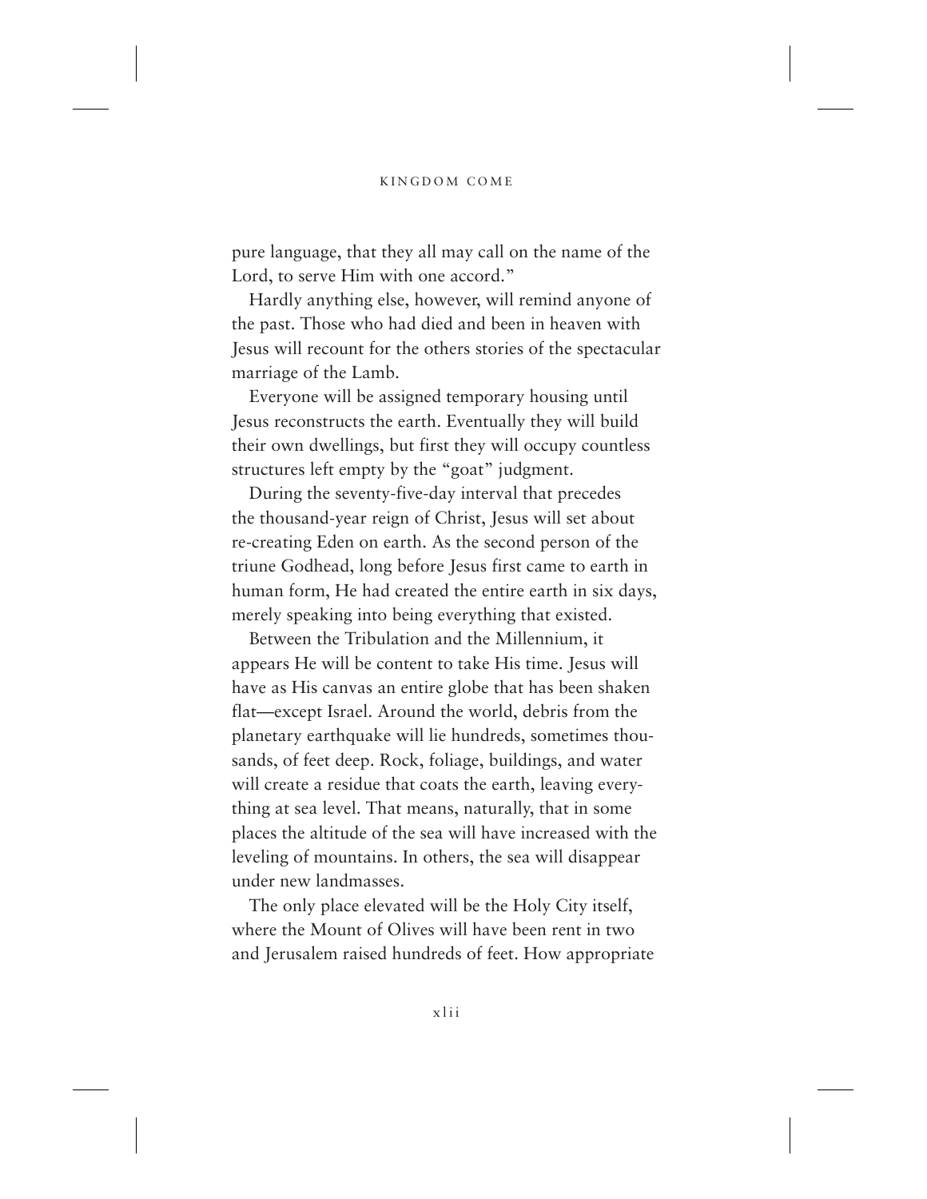pure language, that they all may call on the name of the Lord, to serve Him with one accord."

Hardly anything else, however, will remind anyone of the past. Those who had died and been in heaven with Jesus will recount for the others stories of the spectacular marriage of the Lamb.

Everyone will be assigned temporary housing until Jesus reconstructs the earth. Eventually they will build their own dwellings, but first they will occupy countless structures left empty by the "goat" judgment.

During the seventy-five-day interval that precedes the thousand-year reign of Christ, Jesus will set about re-creating Eden on earth. As the second person of the triune Godhead, long before Jesus first came to earth in human form, He had created the entire earth in six days, merely speaking into being everything that existed.

Between the Tribulation and the Millennium, it appears He will be content to take His time. Jesus will have as His canvas an entire globe that has been shaken flat—except Israel. Around the world, debris from the planetary earthquake will lie hundreds, sometimes thousands, of feet deep. Rock, foliage, buildings, and water will create a residue that coats the earth, leaving everything at sea level. That means, naturally, that in some places the altitude of the sea will have increased with the leveling of mountains. In others, the sea will disappear under new landmasses.

The only place elevated will be the Holy City itself, where the Mount of Olives will have been rent in two and Jerusalem raised hundreds of feet. How appropriate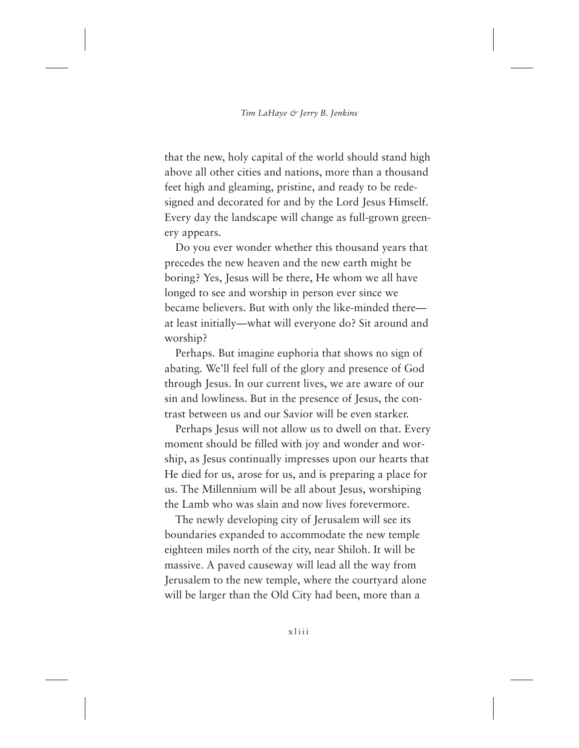that the new, holy capital of the world should stand high above all other cities and nations, more than a thousand feet high and gleaming, pristine, and ready to be redesigned and decorated for and by the Lord Jesus Himself. Every day the landscape will change as full-grown greenery appears.

Do you ever wonder whether this thousand years that precedes the new heaven and the new earth might be boring? Yes, Jesus will be there, He whom we all have longed to see and worship in person ever since we became believers. But with only the like-minded there—at least initially—what will everyone do? Sit around and worship?

Perhaps. But imagine euphoria that shows no sign of abating. We'll feel full of the glory and presence of God through Jesus. In our current lives, we are aware of our sin and lowliness. But in the presence of Jesus, the contrast between us and our Savior will be even starker.

Perhaps Jesus will not allow us to dwell on that. Every moment should be filled with joy and wonder and worship, as Jesus continually impresses upon our hearts that He died for us, arose for us, and is preparing a place for us. The Millennium will be all about Jesus, worshiping the Lamb who was slain and now lives forevermore.

The newly developing city of Jerusalem will see its boundaries expanded to accommodate the new temple eighteen miles north of the city, near Shiloh. It will be massive. A paved causeway will lead all the way from Jerusalem to the new temple, where the courtyard alone will be larger than the Old City had been, more than a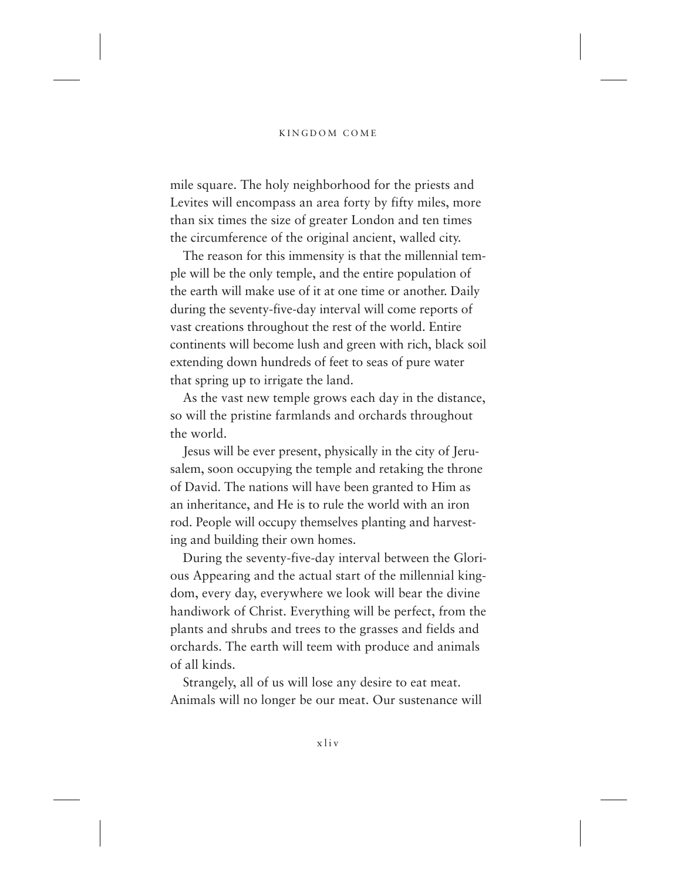mile square. The holy neighborhood for the priests and Levites will encompass an area forty by fifty miles, more than six times the size of greater London and ten times the circumference of the original ancient, walled city.

The reason for this immensity is that the millennial temple will be the only temple, and the entire population of the earth will make use of it at one time or another. Daily during the seventy-five-day interval will come reports of vast creations throughout the rest of the world. Entire continents will become lush and green with rich, black soil extending down hundreds of feet to seas of pure water that spring up to irrigate the land.

As the vast new temple grows each day in the distance, so will the pristine farmlands and orchards throughout the world.

Jesus will be ever present, physically in the city of Jerusalem, soon occupying the temple and retaking the throne of David. The nations will have been granted to Him as an inheritance, and He is to rule the world with an iron rod. People will occupy themselves planting and harvesting and building their own homes.

During the seventy-five-day interval between the Glorious Appearing and the actual start of the millennial kingdom, every day, everywhere we look will bear the divine handiwork of Christ. Everything will be perfect, from the plants and shrubs and trees to the grasses and fields and orchards. The earth will teem with produce and animals of all kinds.

Strangely, all of us will lose any desire to eat meat. Animals will no longer be our meat. Our sustenance will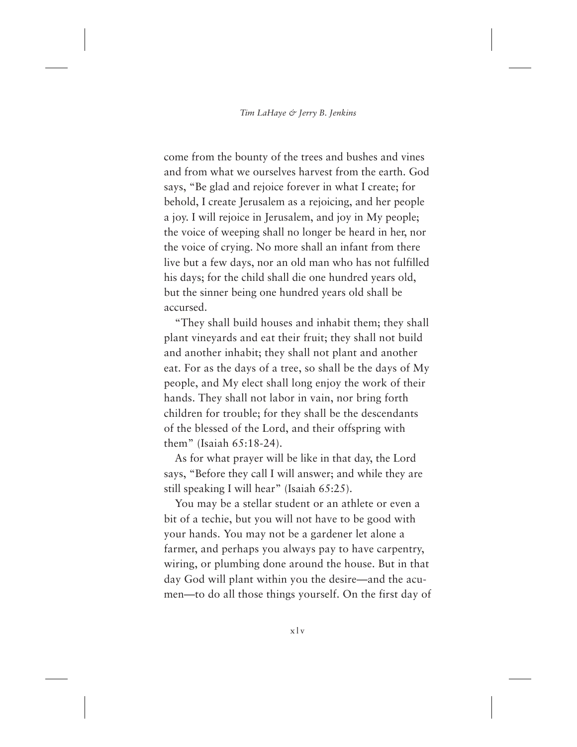come from the bounty of the trees and bushes and vines and from what we ourselves harvest from the earth. God says, "Be glad and rejoice forever in what I create; for behold, I create Jerusalem as a rejoicing, and her people a joy. I will rejoice in Jerusalem, and joy in My people; the voice of weeping shall no longer be heard in her, nor the voice of crying. No more shall an infant from there live but a few days, nor an old man who has not fulfilled his days; for the child shall die one hundred years old, but the sinner being one hundred years old shall be accursed.

"They shall build houses and inhabit them; they shall plant vineyards and eat their fruit; they shall not build and another inhabit; they shall not plant and another eat. For as the days of a tree, so shall be the days of My people, and My elect shall long enjoy the work of their hands. They shall not labor in vain, nor bring forth children for trouble; for they shall be the descendants of the blessed of the Lord, and their offspring with them" (Isaiah 65:18-24).

As for what prayer will be like in that day, the Lord says, "Before they call I will answer; and while they are still speaking I will hear" (Isaiah 65:25).

You may be a stellar student or an athlete or even a bit of a techie, but you will not have to be good with your hands. You may not be a gardener let alone a farmer, and perhaps you always pay to have carpentry, wiring, or plumbing done around the house. But in that day God will plant within you the desire—and the acumen—to do all those things yourself. On the first day of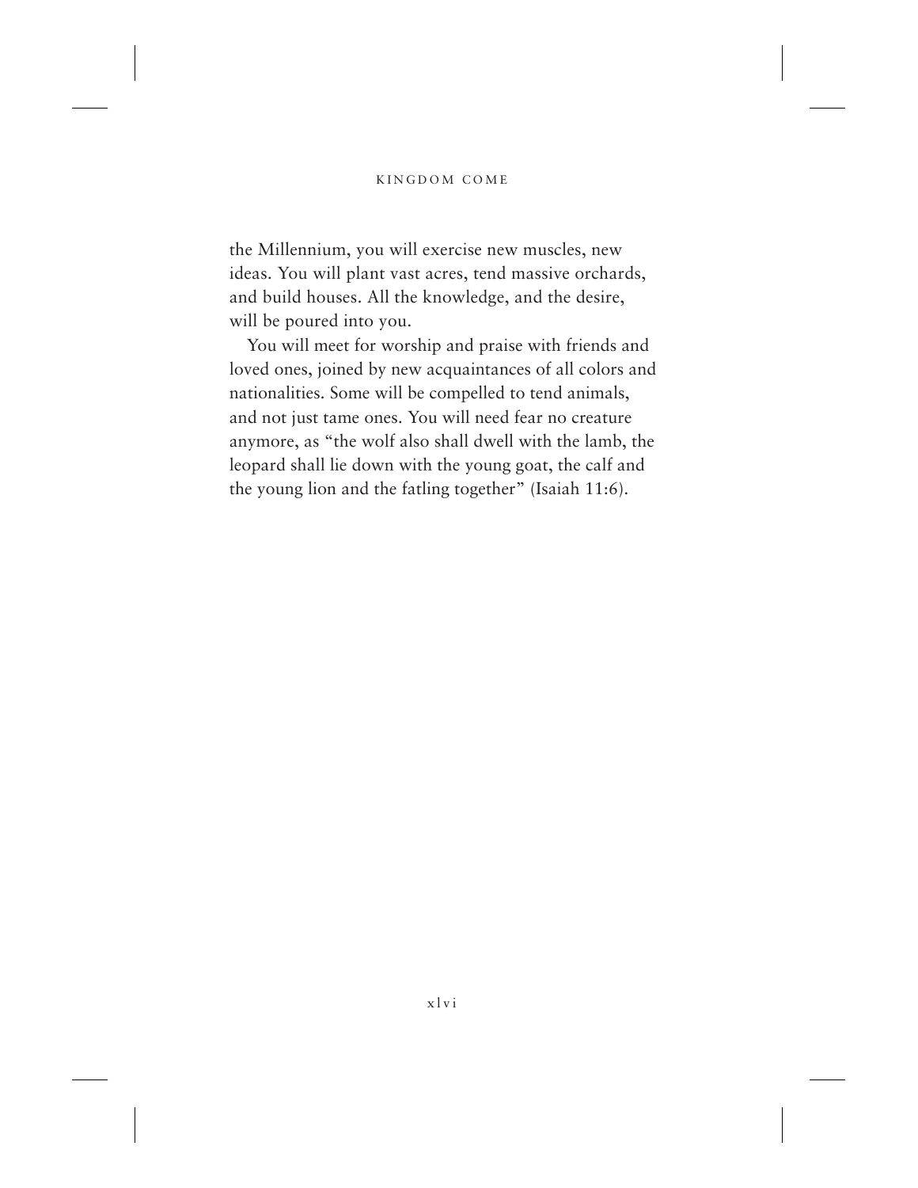the Millennium, you will exercise new muscles, new ideas. You will plant vast acres, tend massive orchards, and build houses. All the knowledge, and the desire, will be poured into you.

You will meet for worship and praise with friends and loved ones, joined by new acquaintances of all colors and nationalities. Some will be compelled to tend animals, and not just tame ones. You will need fear no creature anymore, as "the wolf also shall dwell with the lamb, the leopard shall lie down with the young goat, the calf and the young lion and the fatling together" (Isaiah 11:6).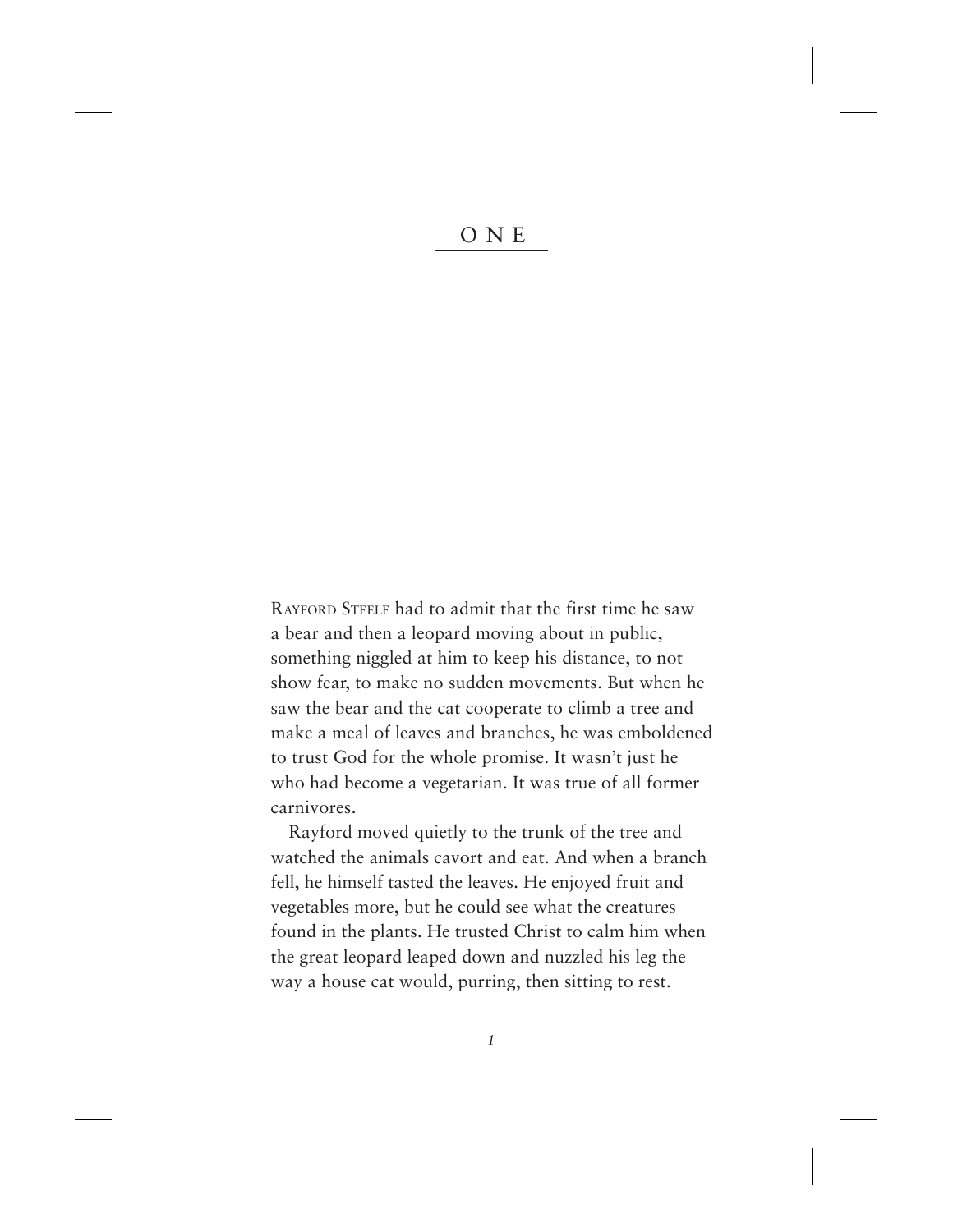# ONE

RAYFORD STEELE had to admit that the first time he saw a bear and then a leopard moving about in public, something niggled at him to keep his distance, to not show fear, to make no sudden movements. But when he saw the bear and the cat cooperate to climb a tree and make a meal of leaves and branches, he was emboldened to trust God for the whole promise. It wasn't just he who had become a vegetarian. It was true of all former carnivores.

Rayford moved quietly to the trunk of the tree and watched the animals cavort and eat. And when a branch fell, he himself tasted the leaves. He enjoyed fruit and vegetables more, but he could see what the creatures found in the plants. He trusted Christ to calm him when the great leopard leaped down and nuzzled his leg the way a house cat would, purring, then sitting to rest.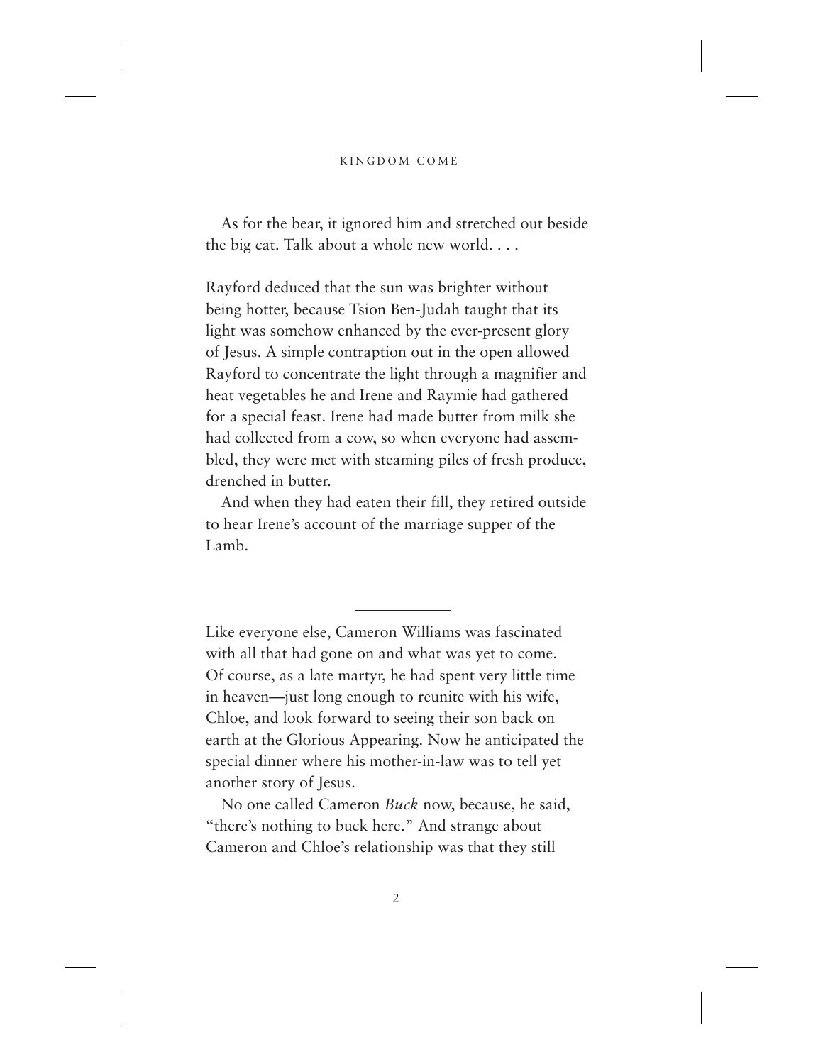As for the bear, it ignored him and stretched out beside the big cat. Talk about a whole new world. . . .

Rayford deduced that the sun was brighter without being hotter, because Tsion Ben-Judah taught that its light was somehow enhanced by the ever-present glory of Jesus. A simple contraption out in the open allowed Rayford to concentrate the light through a magnifier and heat vegetables he and Irene and Raymie had gathered for a special feast. Irene had made butter from milk she had collected from a cow, so when everyone had assembled, they were met with steaming piles of fresh produce, drenched in butter.

And when they had eaten their fill, they retired outside to hear Irene's account of the marriage supper of the Lamb.

---

Like everyone else, Cameron Williams was fascinated with all that had gone on and what was yet to come. Of course, as a late martyr, he had spent very little time in heaven—just long enough to reunite with his wife, Chloe, and look forward to seeing their son back on earth at the Glorious Appearing. Now he anticipated the special dinner where his mother-in-law was to tell yet another story of Jesus.

No one called Cameron *Buck* now, because, he said, "there's nothing to buck here." And strange about Cameron and Chloe's relationship was that they still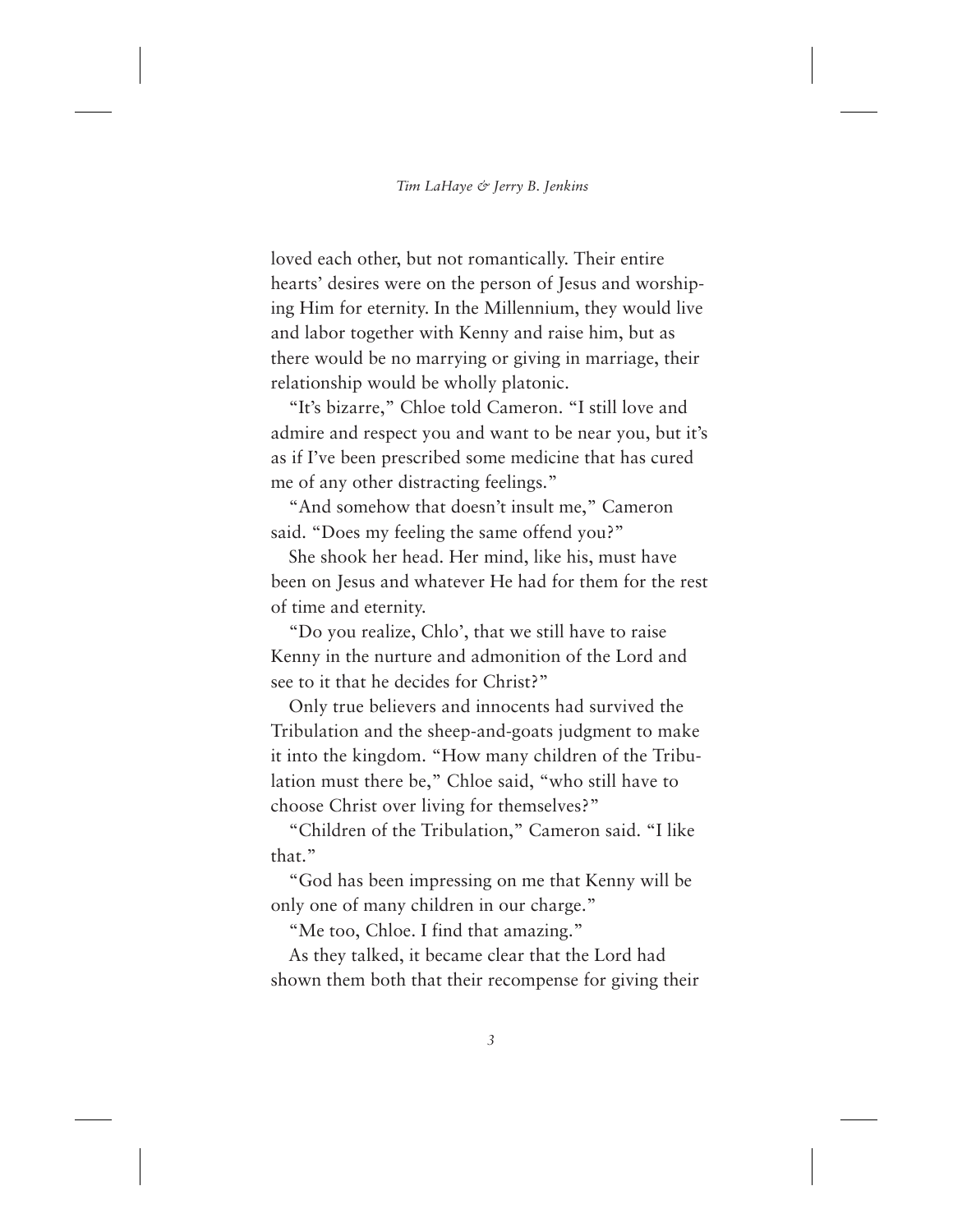loved each other, but not romantically. Their entire hearts' desires were on the person of Jesus and worshiping Him for eternity. In the Millennium, they would live and labor together with Kenny and raise him, but as there would be no marrying or giving in marriage, their relationship would be wholly platonic.

"It's bizarre," Chloe told Cameron. "I still love and admire and respect you and want to be near you, but it's as if I've been prescribed some medicine that has cured me of any other distracting feelings."

"And somehow that doesn't insult me," Cameron said. "Does my feeling the same offend you?"

She shook her head. Her mind, like his, must have been on Jesus and whatever He had for them for the rest of time and eternity.

"Do you realize, Chlo', that we still have to raise Kenny in the nurture and admonition of the Lord and see to it that he decides for Christ?"

Only true believers and innocents had survived the Tribulation and the sheep-and-goats judgment to make it into the kingdom. "How many children of the Tribulation must there be," Chloe said, "who still have to choose Christ over living for themselves?"

"Children of the Tribulation," Cameron said. "I like that."

"God has been impressing on me that Kenny will be only one of many children in our charge."

"Me too, Chloe. I find that amazing."

As they talked, it became clear that the Lord had shown them both that their recompense for giving their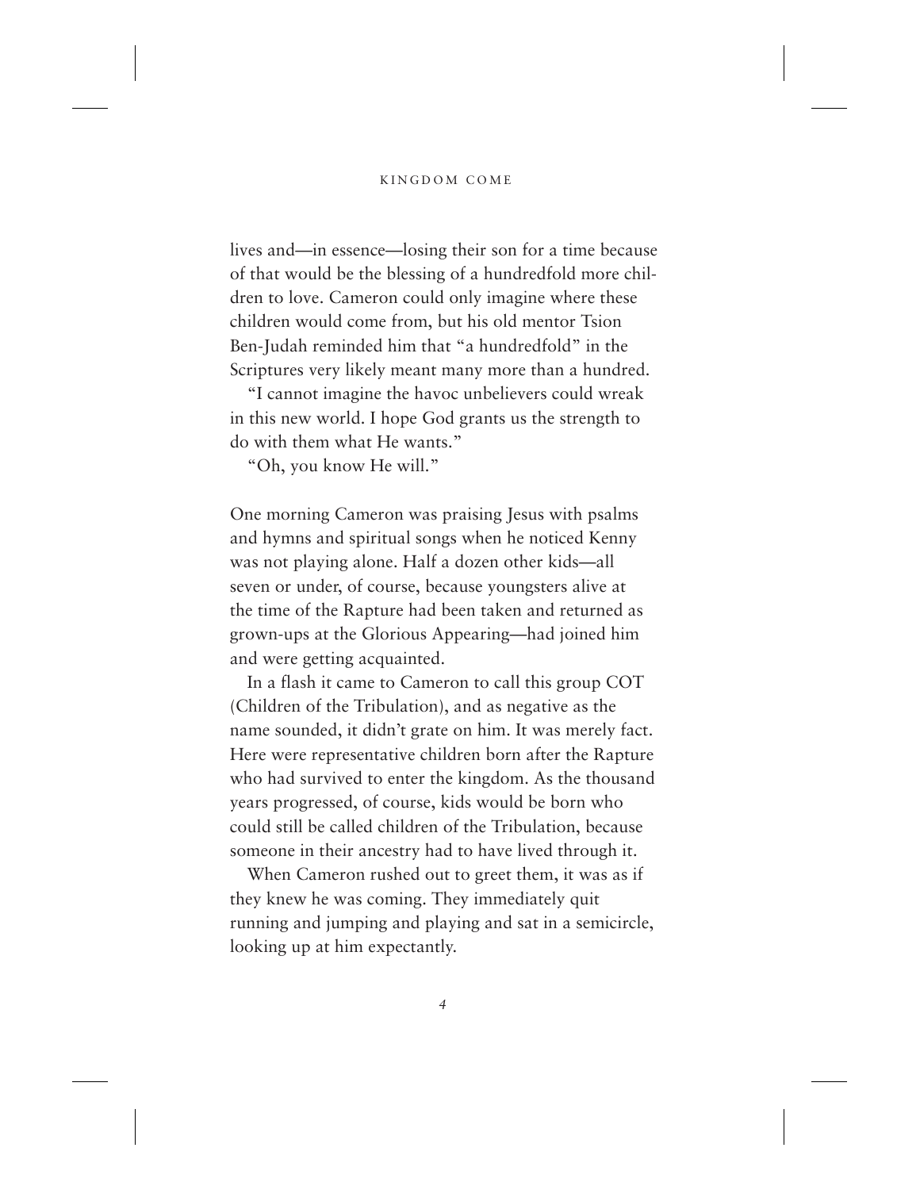lives and—in essence—losing their son for a time because of that would be the blessing of a hundredfold more children to love. Cameron could only imagine where these children would come from, but his old mentor Tsion Ben-Judah reminded him that "a hundredfold" in the Scriptures very likely meant many more than a hundred.

"I cannot imagine the havoc unbelievers could wreak in this new world. I hope God grants us the strength to do with them what He wants."

"Oh, you know He will."

One morning Cameron was praising Jesus with psalms and hymns and spiritual songs when he noticed Kenny was not playing alone. Half a dozen other kids—all seven or under, of course, because youngsters alive at the time of the Rapture had been taken and returned as grown-ups at the Glorious Appearing—had joined him and were getting acquainted.

In a flash it came to Cameron to call this group COT (Children of the Tribulation), and as negative as the name sounded, it didn't grate on him. It was merely fact. Here were representative children born after the Rapture who had survived to enter the kingdom. As the thousand years progressed, of course, kids would be born who could still be called children of the Tribulation, because someone in their ancestry had to have lived through it.

When Cameron rushed out to greet them, it was as if they knew he was coming. They immediately quit running and jumping and playing and sat in a semicircle, looking up at him expectantly.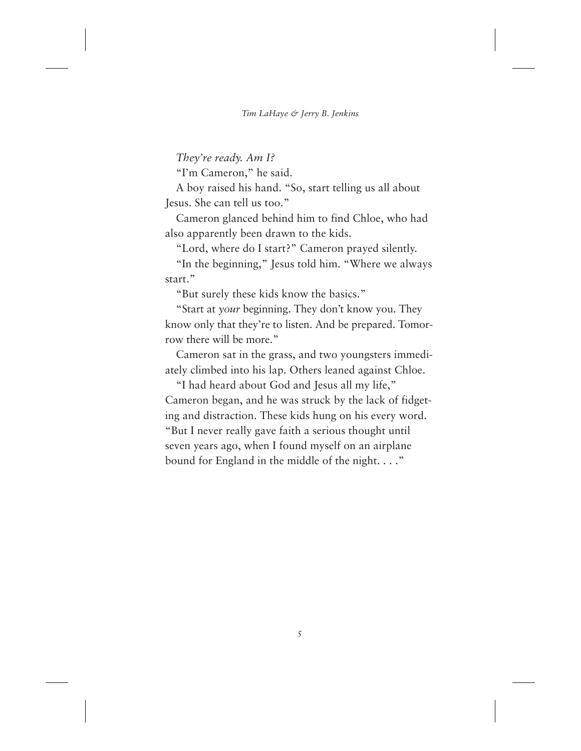*They're ready. Am I?*

"I'm Cameron," he said.

A boy raised his hand. "So, start telling us all about Jesus. She can tell us too."

Cameron glanced behind him to find Chloe, who had also apparently been drawn to the kids.

"Lord, where do I start?" Cameron prayed silently.

"In the beginning," Jesus told him. "Where we always start."

"But surely these kids know the basics."

"Start at *your* beginning. They don't know you. They know only that they're to listen. And be prepared. Tomorrow there will be more."

Cameron sat in the grass, and two youngsters immediately climbed into his lap. Others leaned against Chloe.

"I had heard about God and Jesus all my life," Cameron began, and he was struck by the lack of fidgeting and distraction. These kids hung on his every word. "But I never really gave faith a serious thought until seven years ago, when I found myself on an airplane bound for England in the middle of the night. . . ."